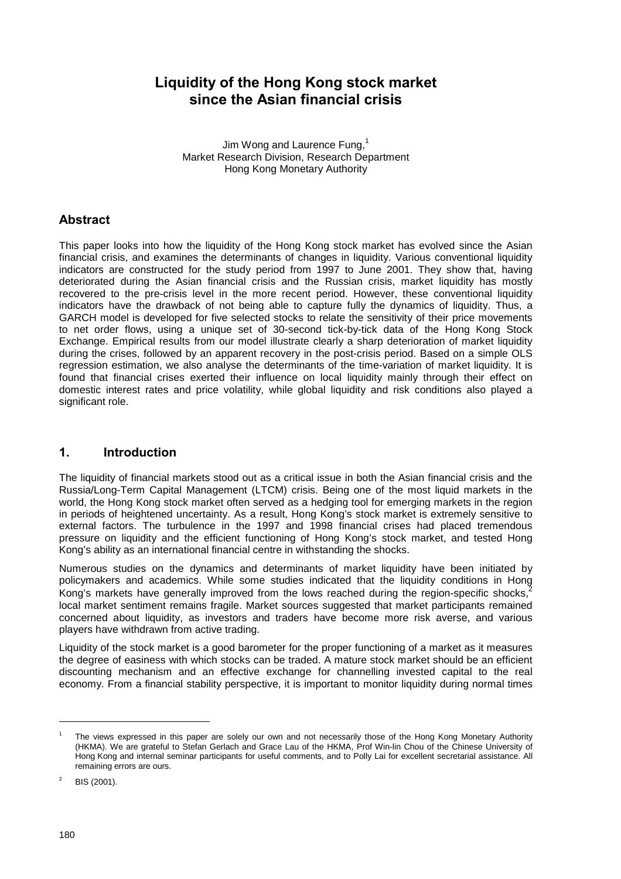# Liquidity of the Hong Kong stock market since the Asian financial crisis

Jim Wong and Laurence Fung,[1]
Market Research Division, Research Department
Hong Kong Monetary Authority

## Abstract

This paper looks into how the liquidity of the Hong Kong stock market has evolved since the Asian financial crisis, and examines the determinants of changes in liquidity. Various conventional liquidity indicators are constructed for the study period from 1997 to June 2001. They show that, having deteriorated during the Asian financial crisis and the Russian crisis, market liquidity has mostly recovered to the pre-crisis level in the more recent period. However, these conventional liquidity indicators have the drawback of not being able to capture fully the dynamics of liquidity. Thus, a GARCH model is developed for five selected stocks to relate the sensitivity of their price movements to net order flows, using a unique set of 30-second tick-by-tick data of the Hong Kong Stock Exchange. Empirical results from our model illustrate clearly a sharp deterioration of market liquidity during the crises, followed by an apparent recovery in the post-crisis period. Based on a simple OLS regression estimation, we also analyse the determinants of the time-variation of market liquidity. It is found that financial crises exerted their influence on local liquidity mainly through their effect on domestic interest rates and price volatility, while global liquidity and risk conditions also played a significant role.

## 1. Introduction

The liquidity of financial markets stood out as a critical issue in both the Asian financial crisis and the Russia/Long-Term Capital Management (LTCM) crisis. Being one of the most liquid markets in the world, the Hong Kong stock market often served as a hedging tool for emerging markets in the region in periods of heightened uncertainty. As a result, Hong Kong's stock market is extremely sensitive to external factors. The turbulence in the 1997 and 1998 financial crises had placed tremendous pressure on liquidity and the efficient functioning of Hong Kong's stock market, and tested Hong Kong's ability as an international financial centre in withstanding the shocks.

Numerous studies on the dynamics and determinants of market liquidity have been initiated by policymakers and academics. While some studies indicated that the liquidity conditions in Hong Kong's markets have generally improved from the lows reached during the region-specific shocks,[2] local market sentiment remains fragile. Market sources suggested that market participants remained concerned about liquidity, as investors and traders have become more risk averse, and various players have withdrawn from active trading.

Liquidity of the stock market is a good barometer for the proper functioning of a market as it measures the degree of easiness with which stocks can be traded. A mature stock market should be an efficient discounting mechanism and an effective exchange for channelling invested capital to the real economy. From a financial stability perspective, it is important to monitor liquidity during normal times

---

[1] The views expressed in this paper are solely our own and not necessarily those of the Hong Kong Monetary Authority (HKMA). We are grateful to Stefan Gerlach and Grace Lau of the HKMA, Prof Win-lin Chou of the Chinese University of Hong Kong and internal seminar participants for useful comments, and to Polly Lai for excellent secretarial assistance. All remaining errors are ours.

[2] BIS (2001).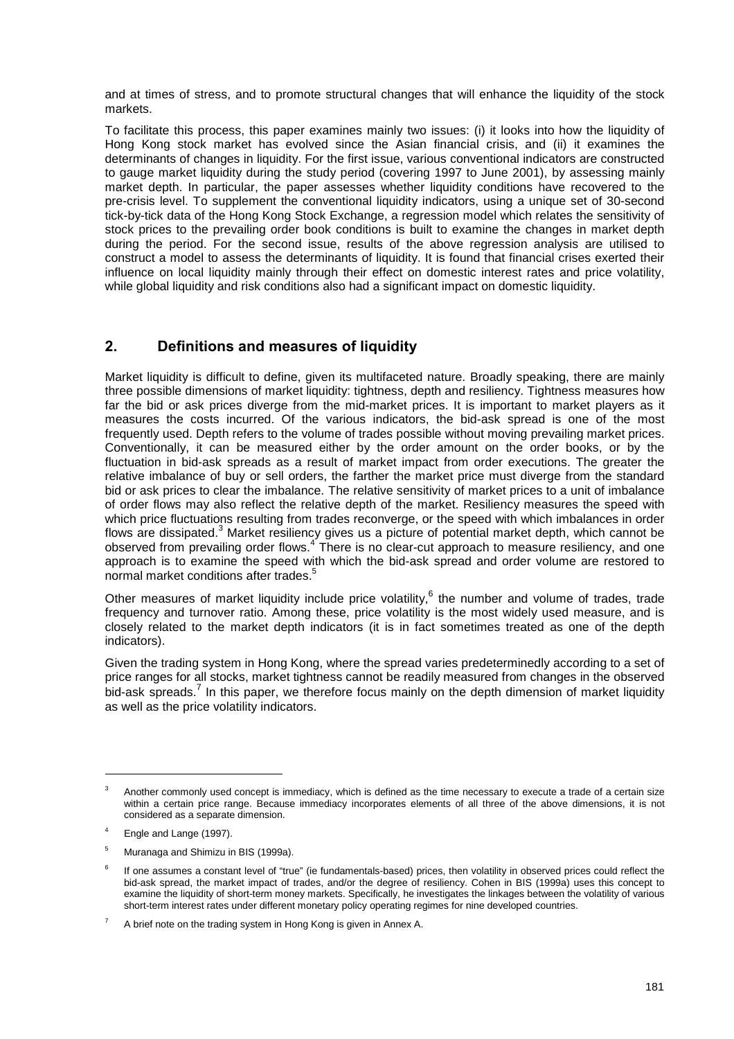and at times of stress, and to promote structural changes that will enhance the liquidity of the stock markets.

To facilitate this process, this paper examines mainly two issues: (i) it looks into how the liquidity of Hong Kong stock market has evolved since the Asian financial crisis, and (ii) it examines the determinants of changes in liquidity. For the first issue, various conventional indicators are constructed to gauge market liquidity during the study period (covering 1997 to June 2001), by assessing mainly market depth. In particular, the paper assesses whether liquidity conditions have recovered to the pre-crisis level. To supplement the conventional liquidity indicators, using a unique set of 30-second tick-by-tick data of the Hong Kong Stock Exchange, a regression model which relates the sensitivity of stock prices to the prevailing order book conditions is built to examine the changes in market depth during the period. For the second issue, results of the above regression analysis are utilised to construct a model to assess the determinants of liquidity. It is found that financial crises exerted their influence on local liquidity mainly through their effect on domestic interest rates and price volatility, while global liquidity and risk conditions also had a significant impact on domestic liquidity.

## 2. Definitions and measures of liquidity

Market liquidity is difficult to define, given its multifaceted nature. Broadly speaking, there are mainly three possible dimensions of market liquidity: tightness, depth and resiliency. Tightness measures how far the bid or ask prices diverge from the mid-market prices. It is important to market players as it measures the costs incurred. Of the various indicators, the bid-ask spread is one of the most frequently used. Depth refers to the volume of trades possible without moving prevailing market prices. Conventionally, it can be measured either by the order amount on the order books, or by the fluctuation in bid-ask spreads as a result of market impact from order executions. The greater the relative imbalance of buy or sell orders, the farther the market price must diverge from the standard bid or ask prices to clear the imbalance. The relative sensitivity of market prices to a unit of imbalance of order flows may also reflect the relative depth of the market. Resiliency measures the speed with which price fluctuations resulting from trades reconverge, or the speed with which imbalances in order flows are dissipated.[3] Market resiliency gives us a picture of potential market depth, which cannot be observed from prevailing order flows.[4] There is no clear-cut approach to measure resiliency, and one approach is to examine the speed with which the bid-ask spread and order volume are restored to normal market conditions after trades.[5]

Other measures of market liquidity include price volatility,[6] the number and volume of trades, trade frequency and turnover ratio. Among these, price volatility is the most widely used measure, and is closely related to the market depth indicators (it is in fact sometimes treated as one of the depth indicators).

Given the trading system in Hong Kong, where the spread varies predeterminedly according to a set of price ranges for all stocks, market tightness cannot be readily measured from changes in the observed bid-ask spreads.[7] In this paper, we therefore focus mainly on the depth dimension of market liquidity as well as the price volatility indicators.

---

[3] Another commonly used concept is immediacy, which is defined as the time necessary to execute a trade of a certain size within a certain price range. Because immediacy incorporates elements of all three of the above dimensions, it is not considered as a separate dimension.

[4] Engle and Lange (1997).

[5] Muranaga and Shimizu in BIS (1999a).

[6] If one assumes a constant level of "true" (ie fundamentals-based) prices, then volatility in observed prices could reflect the bid-ask spread, the market impact of trades, and/or the degree of resiliency. Cohen in BIS (1999a) uses this concept to examine the liquidity of short-term money markets. Specifically, he investigates the linkages between the volatility of various short-term interest rates under different monetary policy operating regimes for nine developed countries.

[7] A brief note on the trading system in Hong Kong is given in Annex A.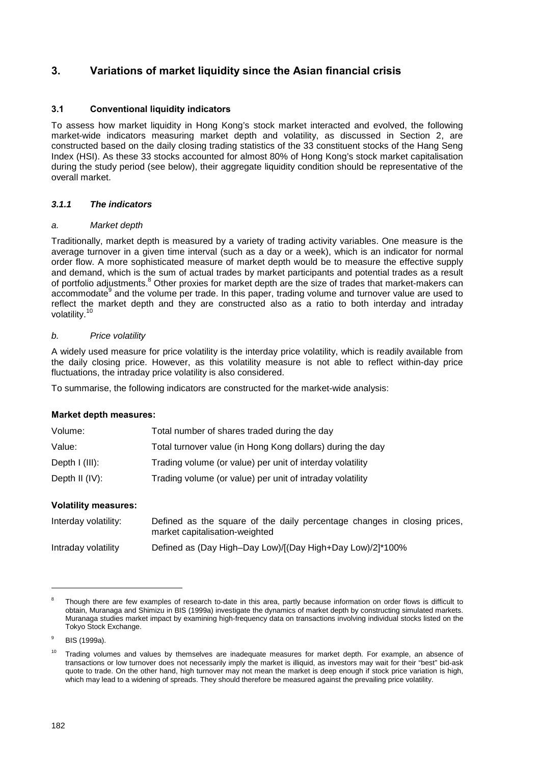## 3. Variations of market liquidity since the Asian financial crisis

### 3.1 Conventional liquidity indicators

To assess how market liquidity in Hong Kong's stock market interacted and evolved, the following market-wide indicators measuring market depth and volatility, as discussed in Section 2, are constructed based on the daily closing trading statistics of the 33 constituent stocks of the Hang Seng Index (HSI). As these 33 stocks accounted for almost 80% of Hong Kong's stock market capitalisation during the study period (see below), their aggregate liquidity condition should be representative of the overall market.

#### *3.1.1 The indicators*

*a. Market depth*

Traditionally, market depth is measured by a variety of trading activity variables. One measure is the average turnover in a given time interval (such as a day or a week), which is an indicator for normal order flow. A more sophisticated measure of market depth would be to measure the effective supply and demand, which is the sum of actual trades by market participants and potential trades as a result of portfolio adjustments.[8] Other proxies for market depth are the size of trades that market-makers can accommodate[9] and the volume per trade. In this paper, trading volume and turnover value are used to reflect the market depth and they are constructed also as a ratio to both interday and intraday volatility.[10]

*b. Price volatility*

A widely used measure for price volatility is the interday price volatility, which is readily available from the daily closing price. However, as this volatility measure is not able to reflect within-day price fluctuations, the intraday price volatility is also considered.

To summarise, the following indicators are constructed for the market-wide analysis:

**Market depth measures:**

| | |
|---|---|
| Volume: | Total number of shares traded during the day |
| Value: | Total turnover value (in Hong Kong dollars) during the day |
| Depth I (III): | Trading volume (or value) per unit of interday volatility |
| Depth II (IV): | Trading volume (or value) per unit of intraday volatility |

**Volatility measures:**

| | |
|---|---|
| Interday volatility: | Defined as the square of the daily percentage changes in closing prices, market capitalisation-weighted |
| Intraday volatility | Defined as (Day High–Day Low)/[(Day High+Day Low)/2]*100% |

---

[8] Though there are few examples of research to-date in this area, partly because information on order flows is difficult to obtain, Muranaga and Shimizu in BIS (1999a) investigate the dynamics of market depth by constructing simulated markets. Muranaga studies market impact by examining high-frequency data on transactions involving individual stocks listed on the Tokyo Stock Exchange.

[9] BIS (1999a).

[10] Trading volumes and values by themselves are inadequate measures for market depth. For example, an absence of transactions or low turnover does not necessarily imply the market is illiquid, as investors may wait for their "best" bid-ask quote to trade. On the other hand, high turnover may not mean the market is deep enough if stock price variation is high, which may lead to a widening of spreads. They should therefore be measured against the prevailing price volatility.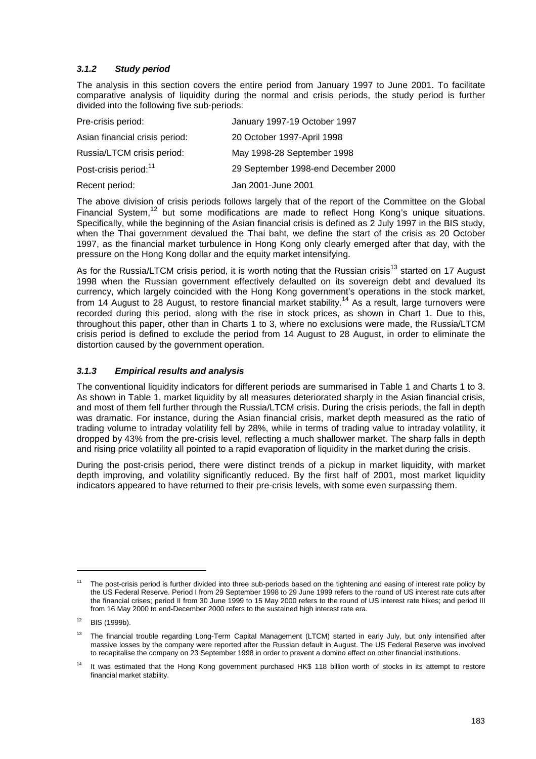### *3.1.2 Study period*

The analysis in this section covers the entire period from January 1997 to June 2001. To facilitate comparative analysis of liquidity during the normal and crisis periods, the study period is further divided into the following five sub-periods:

| | |
|---|---|
| Pre-crisis period: | January 1997-19 October 1997 |
| Asian financial crisis period: | 20 October 1997-April 1998 |
| Russia/LTCM crisis period: | May 1998-28 September 1998 |
| Post-crisis period:[11] | 29 September 1998-end December 2000 |
| Recent period: | Jan 2001-June 2001 |

The above division of crisis periods follows largely that of the report of the Committee on the Global Financial System,[12] but some modifications are made to reflect Hong Kong's unique situations. Specifically, while the beginning of the Asian financial crisis is defined as 2 July 1997 in the BIS study, when the Thai government devalued the Thai baht, we define the start of the crisis as 20 October 1997, as the financial market turbulence in Hong Kong only clearly emerged after that day, with the pressure on the Hong Kong dollar and the equity market intensifying.

As for the Russia/LTCM crisis period, it is worth noting that the Russian crisis[13] started on 17 August 1998 when the Russian government effectively defaulted on its sovereign debt and devalued its currency, which largely coincided with the Hong Kong government's operations in the stock market, from 14 August to 28 August, to restore financial market stability.[14] As a result, large turnovers were recorded during this period, along with the rise in stock prices, as shown in Chart 1. Due to this, throughout this paper, other than in Charts 1 to 3, where no exclusions were made, the Russia/LTCM crisis period is defined to exclude the period from 14 August to 28 August, in order to eliminate the distortion caused by the government operation.

### *3.1.3 Empirical results and analysis*

The conventional liquidity indicators for different periods are summarised in Table 1 and Charts 1 to 3. As shown in Table 1, market liquidity by all measures deteriorated sharply in the Asian financial crisis, and most of them fell further through the Russia/LTCM crisis. During the crisis periods, the fall in depth was dramatic. For instance, during the Asian financial crisis, market depth measured as the ratio of trading volume to intraday volatility fell by 28%, while in terms of trading value to intraday volatility, it dropped by 43% from the pre-crisis level, reflecting a much shallower market. The sharp falls in depth and rising price volatility all pointed to a rapid evaporation of liquidity in the market during the crisis.

During the post-crisis period, there were distinct trends of a pickup in market liquidity, with market depth improving, and volatility significantly reduced. By the first half of 2001, most market liquidity indicators appeared to have returned to their pre-crisis levels, with some even surpassing them.

---

[11] The post-crisis period is further divided into three sub-periods based on the tightening and easing of interest rate policy by the US Federal Reserve. Period I from 29 September 1998 to 29 June 1999 refers to the round of US interest rate cuts after the financial crises; period II from 30 June 1999 to 15 May 2000 refers to the round of US interest rate hikes; and period III from 16 May 2000 to end-December 2000 refers to the sustained high interest rate era.

[12] BIS (1999b).

[13] The financial trouble regarding Long-Term Capital Management (LTCM) started in early July, but only intensified after massive losses by the company were reported after the Russian default in August. The US Federal Reserve was involved to recapitalise the company on 23 September 1998 in order to prevent a domino effect on other financial institutions.

[14] It was estimated that the Hong Kong government purchased HK$ 118 billion worth of stocks in its attempt to restore financial market stability.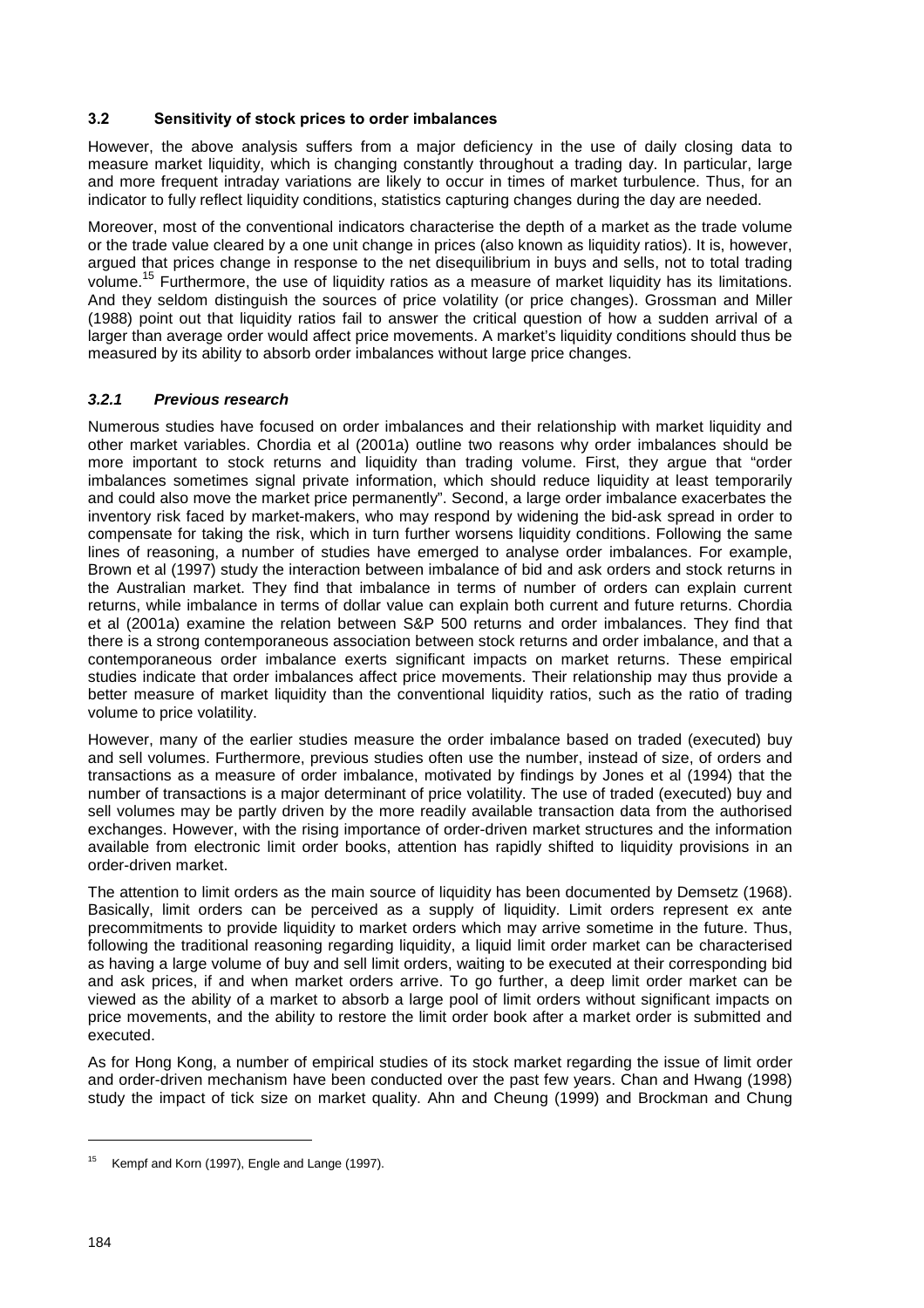### 3.2 Sensitivity of stock prices to order imbalances

However, the above analysis suffers from a major deficiency in the use of daily closing data to measure market liquidity, which is changing constantly throughout a trading day. In particular, large and more frequent intraday variations are likely to occur in times of market turbulence. Thus, for an indicator to fully reflect liquidity conditions, statistics capturing changes during the day are needed.

Moreover, most of the conventional indicators characterise the depth of a market as the trade volume or the trade value cleared by a one unit change in prices (also known as liquidity ratios). It is, however, argued that prices change in response to the net disequilibrium in buys and sells, not to total trading volume.[15] Furthermore, the use of liquidity ratios as a measure of market liquidity has its limitations. And they seldom distinguish the sources of price volatility (or price changes). Grossman and Miller (1988) point out that liquidity ratios fail to answer the critical question of how a sudden arrival of a larger than average order would affect price movements. A market's liquidity conditions should thus be measured by its ability to absorb order imbalances without large price changes.

#### *3.2.1 Previous research*

Numerous studies have focused on order imbalances and their relationship with market liquidity and other market variables. Chordia et al (2001a) outline two reasons why order imbalances should be more important to stock returns and liquidity than trading volume. First, they argue that "order imbalances sometimes signal private information, which should reduce liquidity at least temporarily and could also move the market price permanently". Second, a large order imbalance exacerbates the inventory risk faced by market-makers, who may respond by widening the bid-ask spread in order to compensate for taking the risk, which in turn further worsens liquidity conditions. Following the same lines of reasoning, a number of studies have emerged to analyse order imbalances. For example, Brown et al (1997) study the interaction between imbalance of bid and ask orders and stock returns in the Australian market. They find that imbalance in terms of number of orders can explain current returns, while imbalance in terms of dollar value can explain both current and future returns. Chordia et al (2001a) examine the relation between S&P 500 returns and order imbalances. They find that there is a strong contemporaneous association between stock returns and order imbalance, and that a contemporaneous order imbalance exerts significant impacts on market returns. These empirical studies indicate that order imbalances affect price movements. Their relationship may thus provide a better measure of market liquidity than the conventional liquidity ratios, such as the ratio of trading volume to price volatility.

However, many of the earlier studies measure the order imbalance based on traded (executed) buy and sell volumes. Furthermore, previous studies often use the number, instead of size, of orders and transactions as a measure of order imbalance, motivated by findings by Jones et al (1994) that the number of transactions is a major determinant of price volatility. The use of traded (executed) buy and sell volumes may be partly driven by the more readily available transaction data from the authorised exchanges. However, with the rising importance of order-driven market structures and the information available from electronic limit order books, attention has rapidly shifted to liquidity provisions in an order-driven market.

The attention to limit orders as the main source of liquidity has been documented by Demsetz (1968). Basically, limit orders can be perceived as a supply of liquidity. Limit orders represent ex ante precommitments to provide liquidity to market orders which may arrive sometime in the future. Thus, following the traditional reasoning regarding liquidity, a liquid limit order market can be characterised as having a large volume of buy and sell limit orders, waiting to be executed at their corresponding bid and ask prices, if and when market orders arrive. To go further, a deep limit order market can be viewed as the ability of a market to absorb a large pool of limit orders without significant impacts on price movements, and the ability to restore the limit order book after a market order is submitted and executed.

As for Hong Kong, a number of empirical studies of its stock market regarding the issue of limit order and order-driven mechanism have been conducted over the past few years. Chan and Hwang (1998) study the impact of tick size on market quality. Ahn and Cheung (1999) and Brockman and Chung

---

[15] Kempf and Korn (1997), Engle and Lange (1997).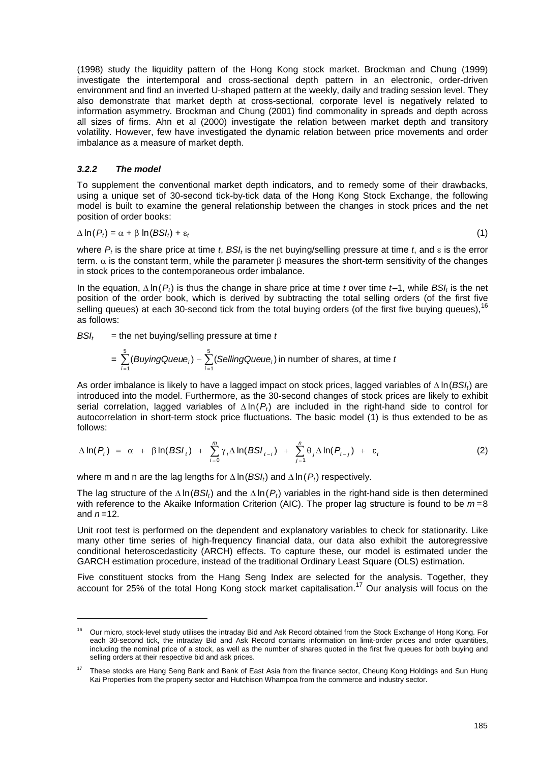(1998) study the liquidity pattern of the Hong Kong stock market. Brockman and Chung (1999) investigate the intertemporal and cross-sectional depth pattern in an electronic, order-driven environment and find an inverted U-shaped pattern at the weekly, daily and trading session level. They also demonstrate that market depth at cross-sectional, corporate level is negatively related to information asymmetry. Brockman and Chung (2001) find commonality in spreads and depth across all sizes of firms. Ahn et al (2000) investigate the relation between market depth and transitory volatility. However, few have investigated the dynamic relation between price movements and order imbalance as a measure of market depth.

### *3.2.2 The model*

To supplement the conventional market depth indicators, and to remedy some of their drawbacks, using a unique set of 30-second tick-by-tick data of the Hong Kong Stock Exchange, the following model is built to examine the general relationship between the changes in stock prices and the net position of order books:

$$\Delta \ln(P_t) = \alpha + \beta \ln(BSI_t) + \varepsilon_t \tag{1}$$

where $P_t$ is the share price at time $t$, $BSI_t$ is the net buying/selling pressure at time $t$, and $\varepsilon$ is the error term. $\alpha$ is the constant term, while the parameter $\beta$ measures the short-term sensitivity of the changes in stock prices to the contemporaneous order imbalance.

In the equation, $\Delta \ln(P_t)$ is thus the change in share price at time $t$ over time $t$–1, while $BSI_t$ is the net position of the order book, which is derived by subtracting the total selling orders (of the first five selling queues) at each 30-second tick from the total buying orders (of the first five buying queues),[16] as follows:

$BSI_t$ = the net buying/selling pressure at time $t$

$$= \sum_{i=1}^{5}(BuyingQueue_i) - \sum_{i=1}^{5}(SellingQueue_i) \text{ in number of shares, at time } t$$

As order imbalance is likely to have a lagged impact on stock prices, lagged variables of $\Delta \ln(BSI_t)$ are introduced into the model. Furthermore, as the 30-second changes of stock prices are likely to exhibit serial correlation, lagged variables of $\Delta \ln(P_t)$ are included in the right-hand side to control for autocorrelation in short-term stock price fluctuations. The basic model (1) is thus extended to be as follows:

$$\Delta \ln(P_t) = \alpha + \beta \ln(BSI_t) + \sum_{i=0}^{m} \gamma_i \Delta \ln(BSI_{t-i}) + \sum_{j=1}^{n} \theta_j \Delta \ln(P_{t-j}) + \varepsilon_t \tag{2}$$

where m and n are the lag lengths for $\Delta \ln(BSI_t)$ and $\Delta \ln(P_t)$ respectively.

The lag structure of the $\Delta \ln(BSI_t)$ and the $\Delta \ln(P_t)$ variables in the right-hand side is then determined with reference to the Akaike Information Criterion (AIC). The proper lag structure is found to be $m = 8$ and $n = 12$.

Unit root test is performed on the dependent and explanatory variables to check for stationarity. Like many other time series of high-frequency financial data, our data also exhibit the autoregressive conditional heteroscedasticity (ARCH) effects. To capture these, our model is estimated under the GARCH estimation procedure, instead of the traditional Ordinary Least Square (OLS) estimation.

Five constituent stocks from the Hang Seng Index are selected for the analysis. Together, they account for 25% of the total Hong Kong stock market capitalisation.[17] Our analysis will focus on the

---

[16] Our micro, stock-level study utilises the intraday Bid and Ask Record obtained from the Stock Exchange of Hong Kong. For each 30-second tick, the intraday Bid and Ask Record contains information on limit-order prices and order quantities, including the nominal price of a stock, as well as the number of shares quoted in the first five queues for both buying and selling orders at their respective bid and ask prices.

[17] These stocks are Hang Seng Bank and Bank of East Asia from the finance sector, Cheung Kong Holdings and Sun Hung Kai Properties from the property sector and Hutchison Whampoa from the commerce and industry sector.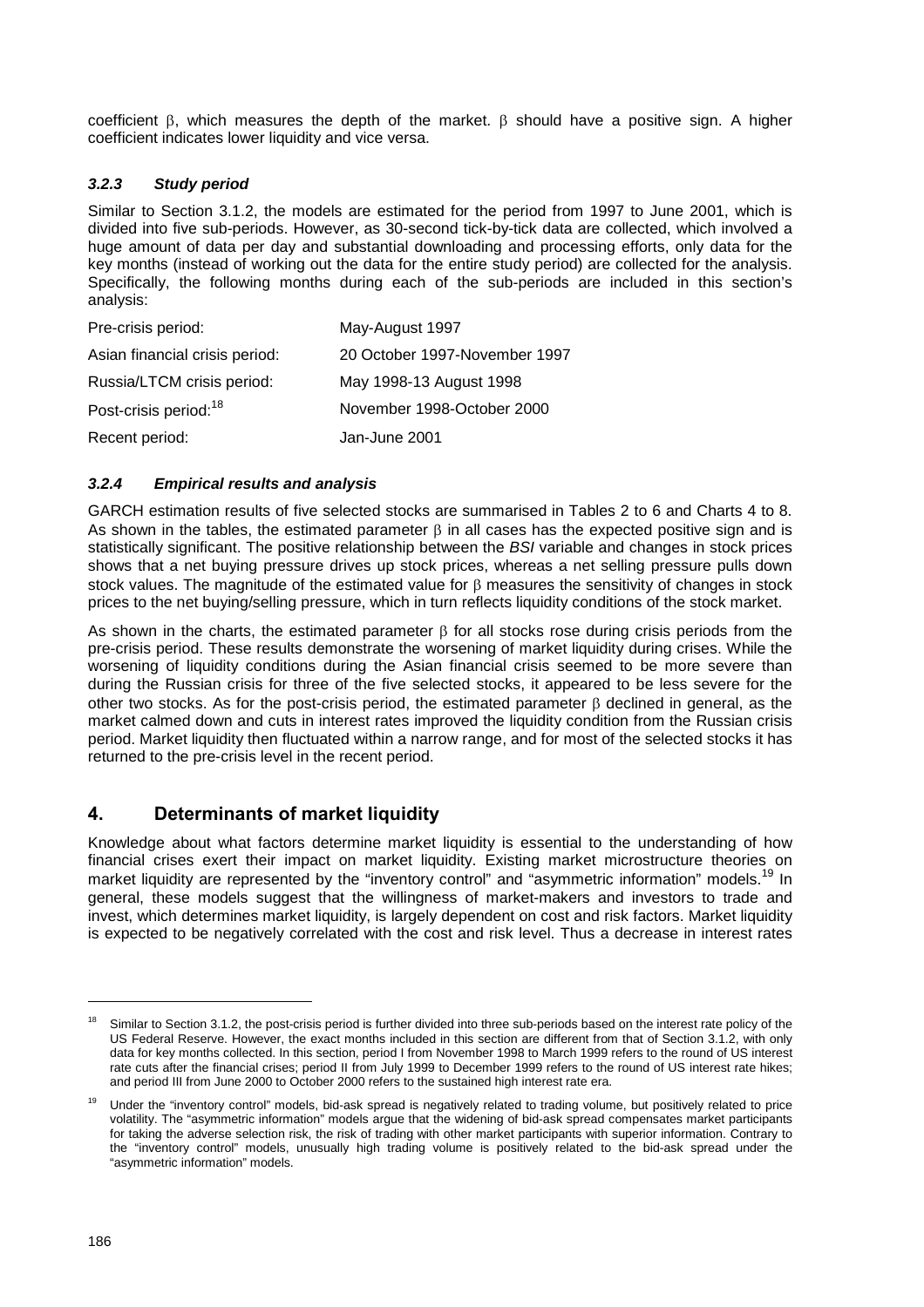coefficient $\beta$, which measures the depth of the market. $\beta$ should have a positive sign. A higher coefficient indicates lower liquidity and vice versa.

#### *3.2.3 Study period*

Similar to Section 3.1.2, the models are estimated for the period from 1997 to June 2001, which is divided into five sub-periods. However, as 30-second tick-by-tick data are collected, which involved a huge amount of data per day and substantial downloading and processing efforts, only data for the key months (instead of working out the data for the entire study period) are collected for the analysis. Specifically, the following months during each of the sub-periods are included in this section's analysis:

| | |
|---|---|
| Pre-crisis period: | May-August 1997 |
| Asian financial crisis period: | 20 October 1997-November 1997 |
| Russia/LTCM crisis period: | May 1998-13 August 1998 |
| Post-crisis period:[18] | November 1998-October 2000 |
| Recent period: | Jan-June 2001 |

#### *3.2.4 Empirical results and analysis*

GARCH estimation results of five selected stocks are summarised in Tables 2 to 6 and Charts 4 to 8. As shown in the tables, the estimated parameter $\beta$ in all cases has the expected positive sign and is statistically significant. The positive relationship between the *BSI* variable and changes in stock prices shows that a net buying pressure drives up stock prices, whereas a net selling pressure pulls down stock values. The magnitude of the estimated value for $\beta$ measures the sensitivity of changes in stock prices to the net buying/selling pressure, which in turn reflects liquidity conditions of the stock market.

As shown in the charts, the estimated parameter $\beta$ for all stocks rose during crisis periods from the pre-crisis period. These results demonstrate the worsening of market liquidity during crises. While the worsening of liquidity conditions during the Asian financial crisis seemed to be more severe than during the Russian crisis for three of the five selected stocks, it appeared to be less severe for the other two stocks. As for the post-crisis period, the estimated parameter $\beta$ declined in general, as the market calmed down and cuts in interest rates improved the liquidity condition from the Russian crisis period. Market liquidity then fluctuated within a narrow range, and for most of the selected stocks it has returned to the pre-crisis level in the recent period.

## 4. Determinants of market liquidity

Knowledge about what factors determine market liquidity is essential to the understanding of how financial crises exert their impact on market liquidity. Existing market microstructure theories on market liquidity are represented by the "inventory control" and "asymmetric information" models.[19] In general, these models suggest that the willingness of market-makers and investors to trade and invest, which determines market liquidity, is largely dependent on cost and risk factors. Market liquidity is expected to be negatively correlated with the cost and risk level. Thus a decrease in interest rates

---

[18] Similar to Section 3.1.2, the post-crisis period is further divided into three sub-periods based on the interest rate policy of the US Federal Reserve. However, the exact months included in this section are different from that of Section 3.1.2, with only data for key months collected. In this section, period I from November 1998 to March 1999 refers to the round of US interest rate cuts after the financial crises; period II from July 1999 to December 1999 refers to the round of US interest rate hikes; and period III from June 2000 to October 2000 refers to the sustained high interest rate era.

[19] Under the "inventory control" models, bid-ask spread is negatively related to trading volume, but positively related to price volatility. The "asymmetric information" models argue that the widening of bid-ask spread compensates market participants for taking the adverse selection risk, the risk of trading with other market participants with superior information. Contrary to the "inventory control" models, unusually high trading volume is positively related to the bid-ask spread under the "asymmetric information" models.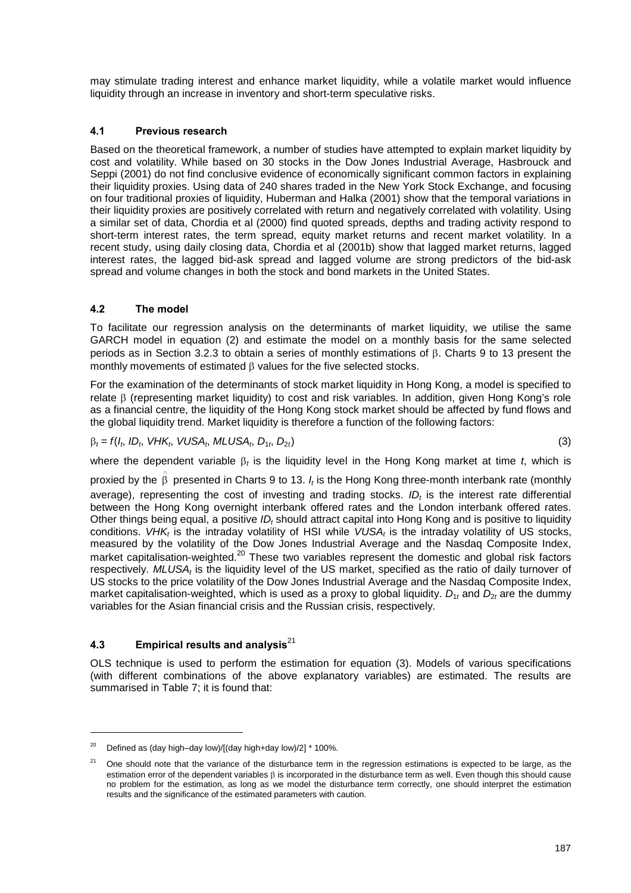may stimulate trading interest and enhance market liquidity, while a volatile market would influence liquidity through an increase in inventory and short-term speculative risks.

### 4.1 Previous research

Based on the theoretical framework, a number of studies have attempted to explain market liquidity by cost and volatility. While based on 30 stocks in the Dow Jones Industrial Average, Hasbrouck and Seppi (2001) do not find conclusive evidence of economically significant common factors in explaining their liquidity proxies. Using data of 240 shares traded in the New York Stock Exchange, and focusing on four traditional proxies of liquidity, Huberman and Halka (2001) show that the temporal variations in their liquidity proxies are positively correlated with return and negatively correlated with volatility. Using a similar set of data, Chordia et al (2000) find quoted spreads, depths and trading activity respond to short-term interest rates, the term spread, equity market returns and recent market volatility. In a recent study, using daily closing data, Chordia et al (2001b) show that lagged market returns, lagged interest rates, the lagged bid-ask spread and lagged volume are strong predictors of the bid-ask spread and volume changes in both the stock and bond markets in the United States.

### 4.2 The model

To facilitate our regression analysis on the determinants of market liquidity, we utilise the same GARCH model in equation (2) and estimate the model on a monthly basis for the same selected periods as in Section 3.2.3 to obtain a series of monthly estimations of $\beta$. Charts 9 to 13 present the monthly movements of estimated $\beta$ values for the five selected stocks.

For the examination of the determinants of stock market liquidity in Hong Kong, a model is specified to relate $\beta$ (representing market liquidity) to cost and risk variables. In addition, given Hong Kong's role as a financial centre, the liquidity of the Hong Kong stock market should be affected by fund flows and the global liquidity trend. Market liquidity is therefore a function of the following factors:

$$\beta_t = f(I_t, ID_t, VHK_t, VUSA_t, MLUSA_t, D_{1t}, D_{2t}) \tag{3}$$

where the dependent variable $\beta_t$ is the liquidity level in the Hong Kong market at time $t$, which is proxied by the $\hat{\beta}$ presented in Charts 9 to 13. $I_t$ is the Hong Kong three-month interbank rate (monthly average), representing the cost of investing and trading stocks. $ID_t$ is the interest rate differential between the Hong Kong overnight interbank offered rates and the London interbank offered rates. Other things being equal, a positive $ID_t$ should attract capital into Hong Kong and is positive to liquidity conditions. $VHK_t$ is the intraday volatility of HSI while $VUSA_t$ is the intraday volatility of US stocks, measured by the volatility of the Dow Jones Industrial Average and the Nasdaq Composite Index, market capitalisation-weighted.[20] These two variables represent the domestic and global risk factors respectively. $MLUSA_t$ is the liquidity level of the US market, specified as the ratio of daily turnover of US stocks to the price volatility of the Dow Jones Industrial Average and the Nasdaq Composite Index, market capitalisation-weighted, which is used as a proxy to global liquidity. $D_{1t}$ and $D_{2t}$ are the dummy variables for the Asian financial crisis and the Russian crisis, respectively.

### 4.3 Empirical results and analysis[21]

OLS technique is used to perform the estimation for equation (3). Models of various specifications (with different combinations of the above explanatory variables) are estimated. The results are summarised in Table 7; it is found that:

---

[20] Defined as (day high–day low)/[(day high+day low)/2] * 100%.

[21] One should note that the variance of the disturbance term in the regression estimations is expected to be large, as the estimation error of the dependent variables $\beta$ is incorporated in the disturbance term as well. Even though this should cause no problem for the estimation, as long as we model the disturbance term correctly, one should interpret the estimation results and the significance of the estimated parameters with caution.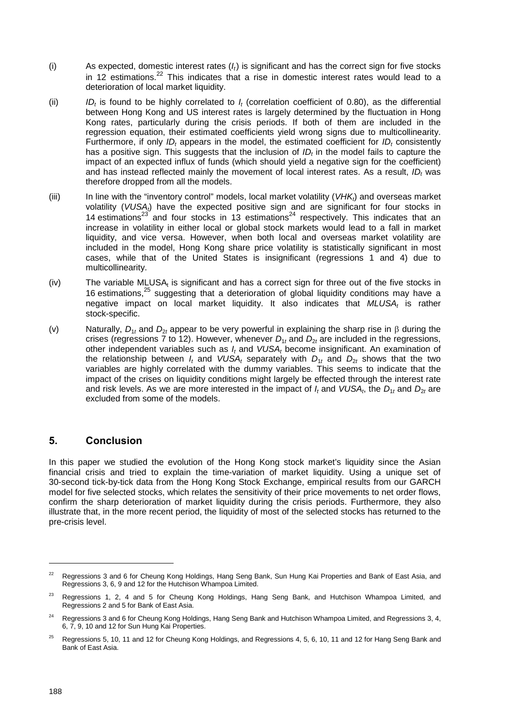(i) As expected, domestic interest rates ($I_t$) is significant and has the correct sign for five stocks in 12 estimations.[22] This indicates that a rise in domestic interest rates would lead to a deterioration of local market liquidity.

(ii) $ID_t$ is found to be highly correlated to $I_t$ (correlation coefficient of 0.80), as the differential between Hong Kong and US interest rates is largely determined by the fluctuation in Hong Kong rates, particularly during the crisis periods. If both of them are included in the regression equation, their estimated coefficients yield wrong signs due to multicollinearity. Furthermore, if only $ID_t$ appears in the model, the estimated coefficient for $ID_t$ consistently has a positive sign. This suggests that the inclusion of $ID_t$ in the model fails to capture the impact of an expected influx of funds (which should yield a negative sign for the coefficient) and has instead reflected mainly the movement of local interest rates. As a result, $ID_t$ was therefore dropped from all the models.

(iii) In line with the "inventory control" models, local market volatility ($VHK_t$) and overseas market volatility ($VUSA_t$) have the expected positive sign and are significant for four stocks in 14 estimations[23] and four stocks in 13 estimations[24] respectively. This indicates that an increase in volatility in either local or global stock markets would lead to a fall in market liquidity, and vice versa. However, when both local and overseas market volatility are included in the model, Hong Kong share price volatility is statistically significant in most cases, while that of the United States is insignificant (regressions 1 and 4) due to multicollinearity.

(iv) The variable $MLUSA_t$ is significant and has a correct sign for three out of the five stocks in 16 estimations,[25] suggesting that a deterioration of global liquidity conditions may have a negative impact on local market liquidity. It also indicates that $MLUSA_t$ is rather stock-specific.

(v) Naturally, $D_{1t}$ and $D_{2t}$ appear to be very powerful in explaining the sharp rise in $\beta$ during the crises (regressions 7 to 12). However, whenever $D_{1t}$ and $D_{2t}$ are included in the regressions, other independent variables such as $I_t$ and $VUSA_t$ become insignificant. An examination of the relationship between $I_t$ and $VUSA_t$ separately with $D_{1t}$ and $D_{2t}$ shows that the two variables are highly correlated with the dummy variables. This seems to indicate that the impact of the crises on liquidity conditions might largely be effected through the interest rate and risk levels. As we are more interested in the impact of $I_t$ and $VUSA_t$, the $D_{1t}$ and $D_{2t}$ are excluded from some of the models.

## 5. Conclusion

In this paper we studied the evolution of the Hong Kong stock market's liquidity since the Asian financial crisis and tried to explain the time-variation of market liquidity. Using a unique set of 30-second tick-by-tick data from the Hong Kong Stock Exchange, empirical results from our GARCH model for five selected stocks, which relates the sensitivity of their price movements to net order flows, confirm the sharp deterioration of market liquidity during the crisis periods. Furthermore, they also illustrate that, in the more recent period, the liquidity of most of the selected stocks has returned to the pre-crisis level.

---

[22] Regressions 3 and 6 for Cheung Kong Holdings, Hang Seng Bank, Sun Hung Kai Properties and Bank of East Asia, and Regressions 3, 6, 9 and 12 for the Hutchison Whampoa Limited.

[23] Regressions 1, 2, 4 and 5 for Cheung Kong Holdings, Hang Seng Bank, and Hutchison Whampoa Limited, and Regressions 2 and 5 for Bank of East Asia.

[24] Regressions 3 and 6 for Cheung Kong Holdings, Hang Seng Bank and Hutchison Whampoa Limited, and Regressions 3, 4, 6, 7, 9, 10 and 12 for Sun Hung Kai Properties.

[25] Regressions 5, 10, 11 and 12 for Cheung Kong Holdings, and Regressions 4, 5, 6, 10, 11 and 12 for Hang Seng Bank and Bank of East Asia.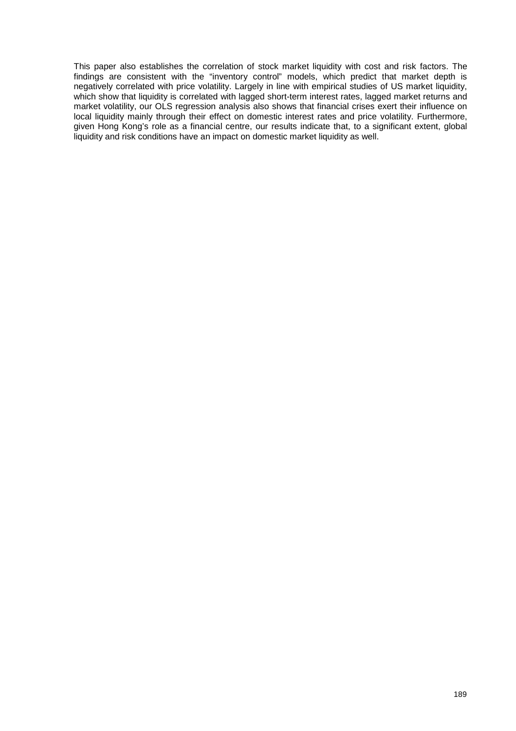This paper also establishes the correlation of stock market liquidity with cost and risk factors. The findings are consistent with the "inventory control" models, which predict that market depth is negatively correlated with price volatility. Largely in line with empirical studies of US market liquidity, which show that liquidity is correlated with lagged short-term interest rates, lagged market returns and market volatility, our OLS regression analysis also shows that financial crises exert their influence on local liquidity mainly through their effect on domestic interest rates and price volatility. Furthermore, given Hong Kong's role as a financial centre, our results indicate that, to a significant extent, global liquidity and risk conditions have an impact on domestic market liquidity as well.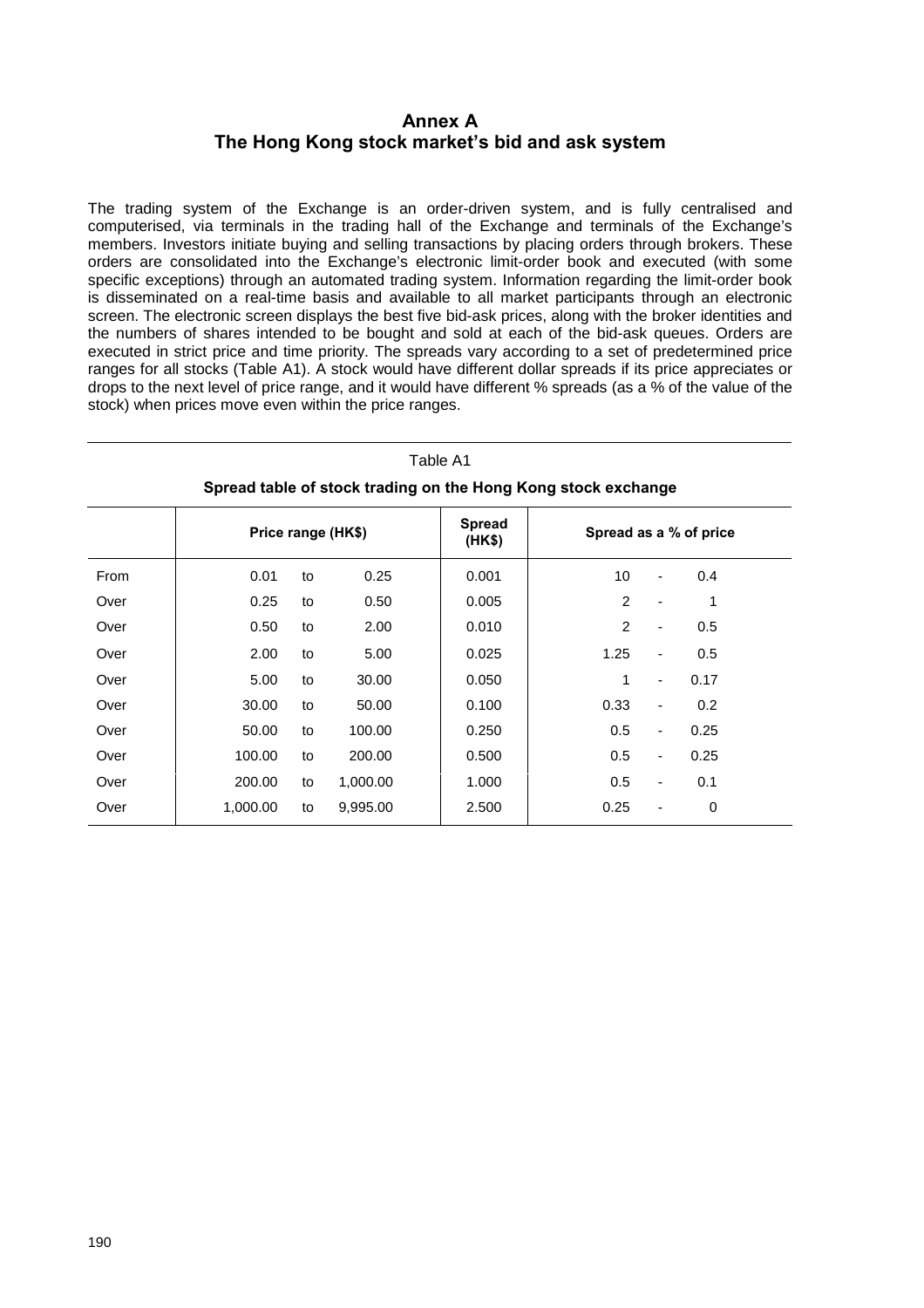# Annex A
# The Hong Kong stock market's bid and ask system

The trading system of the Exchange is an order-driven system, and is fully centralised and computerised, via terminals in the trading hall of the Exchange and terminals of the Exchange's members. Investors initiate buying and selling transactions by placing orders through brokers. These orders are consolidated into the Exchange's electronic limit-order book and executed (with some specific exceptions) through an automated trading system. Information regarding the limit-order book is disseminated on a real-time basis and available to all market participants through an electronic screen. The electronic screen displays the best five bid-ask prices, along with the broker identities and the numbers of shares intended to be bought and sold at each of the bid-ask queues. Orders are executed in strict price and time priority. The spreads vary according to a set of predetermined price ranges for all stocks (Table A1). A stock would have different dollar spreads if its price appreciates or drops to the next level of price range, and it would have different % spreads (as a % of the value of the stock) when prices move even within the price ranges.

Table A1

**Spread table of stock trading on the Hong Kong stock exchange**

| | Price range (HK$) | | | Spread (HK$) | Spread as a % of price | | |
|---|---|---|---|---|---|---|---|
| From | 0.01 | to | 0.25 | 0.001 | 10 | - | 0.4 |
| Over | 0.25 | to | 0.50 | 0.005 | 2 | - | 1 |
| Over | 0.50 | to | 2.00 | 0.010 | 2 | - | 0.5 |
| Over | 2.00 | to | 5.00 | 0.025 | 1.25 | - | 0.5 |
| Over | 5.00 | to | 30.00 | 0.050 | 1 | - | 0.17 |
| Over | 30.00 | to | 50.00 | 0.100 | 0.33 | - | 0.2 |
| Over | 50.00 | to | 100.00 | 0.250 | 0.5 | - | 0.25 |
| Over | 100.00 | to | 200.00 | 0.500 | 0.5 | - | 0.25 |
| Over | 200.00 | to | 1,000.00 | 1.000 | 0.5 | - | 0.1 |
| Over | 1,000.00 | to | 9,995.00 | 2.500 | 0.25 | - | 0 |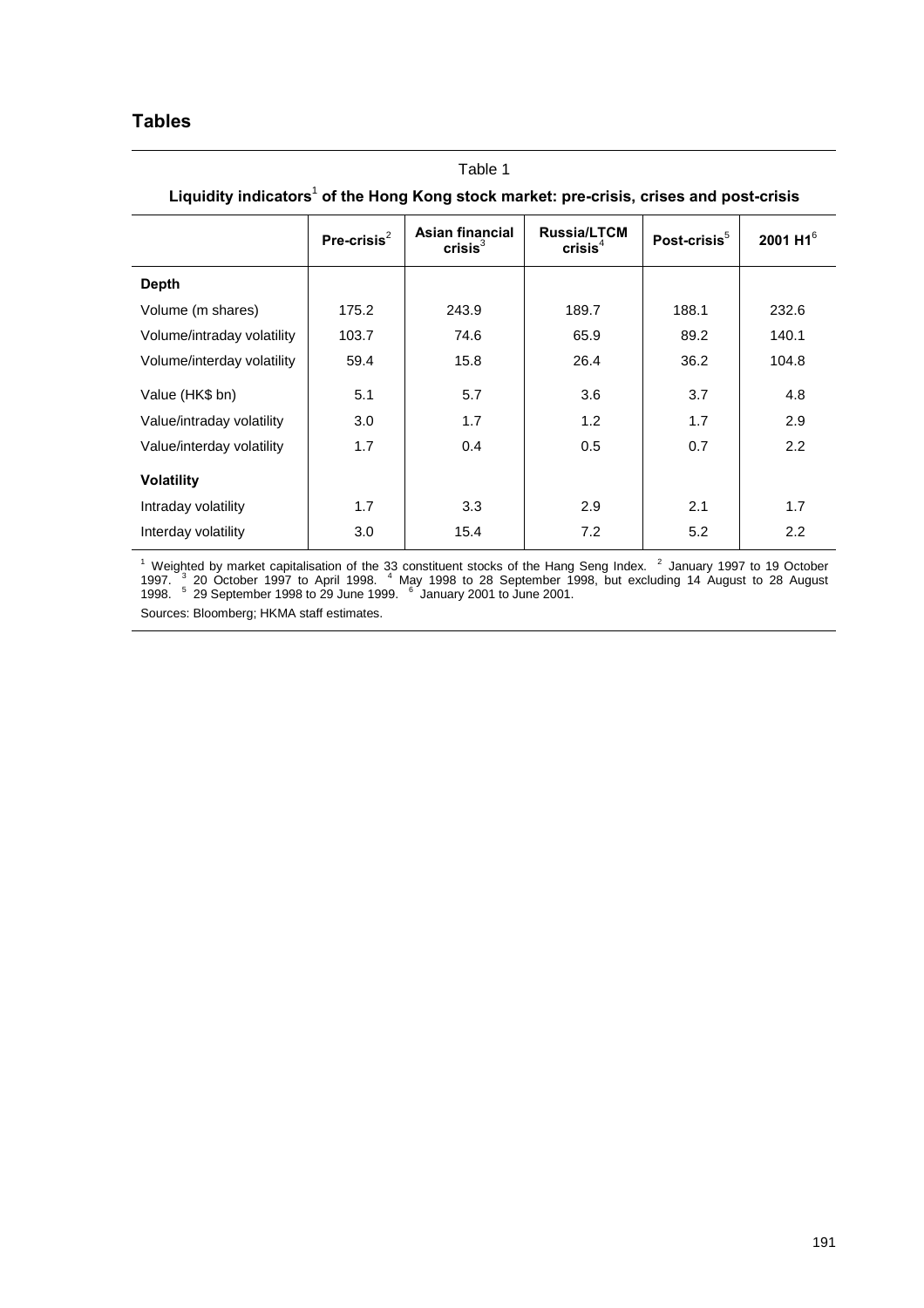## Tables

Table 1

**Liquidity indicators[1] of the Hong Kong stock market: pre-crisis, crises and post-crisis**

| | Pre-crisis[2] | Asian financial crisis[3] | Russia/LTCM crisis[4] | Post-crisis[5] | 2001 H1[6] |
|---|---|---|---|---|---|
| **Depth** | | | | | |
| Volume (m shares) | 175.2 | 243.9 | 189.7 | 188.1 | 232.6 |
| Volume/intraday volatility | 103.7 | 74.6 | 65.9 | 89.2 | 140.1 |
| Volume/interday volatility | 59.4 | 15.8 | 26.4 | 36.2 | 104.8 |
| Value (HK$ bn) | 5.1 | 5.7 | 3.6 | 3.7 | 4.8 |
| Value/intraday volatility | 3.0 | 1.7 | 1.2 | 1.7 | 2.9 |
| Value/interday volatility | 1.7 | 0.4 | 0.5 | 0.7 | 2.2 |
| **Volatility** | | | | | |
| Intraday volatility | 1.7 | 3.3 | 2.9 | 2.1 | 1.7 |
| Interday volatility | 3.0 | 15.4 | 7.2 | 5.2 | 2.2 |

[1] Weighted by market capitalisation of the 33 constituent stocks of the Hang Seng Index. [2] January 1997 to 19 October 1997. [3] 20 October 1997 to April 1998. [4] May 1998 to 28 September 1998, but excluding 14 August to 28 August 1998. [5] 29 September 1998 to 29 June 1999. [6] January 2001 to June 2001.

Sources: Bloomberg; HKMA staff estimates.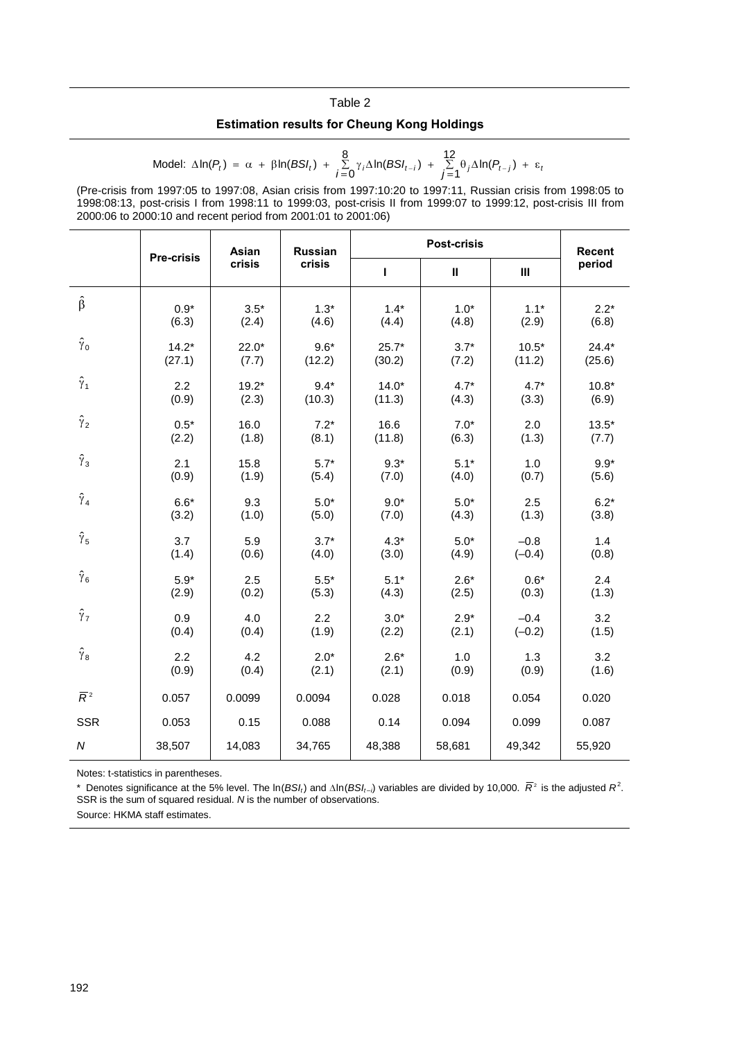Table 2

**Estimation results for Cheung Kong Holdings**

$$\text{Model: } \Delta\ln(P_t) = \alpha + \beta\ln(BSI_t) + \sum_{i=0}^{8}\gamma_i\Delta\ln(BSI_{t-i}) + \sum_{j=1}^{12}\theta_j\Delta\ln(P_{t-j}) + \varepsilon_t$$

(Pre-crisis from 1997:05 to 1997:08, Asian crisis from 1997:10:20 to 1997:11, Russian crisis from 1998:05 to 1998:08:13, post-crisis I from 1998:11 to 1999:03, post-crisis II from 1999:07 to 1999:12, post-crisis III from 2000:06 to 2000:10 and recent period from 2001:01 to 2001:06)

| | Pre-crisis | Asian crisis | Russian crisis | Post-crisis | | | Recent period |
|---|---|---|---|---|---|---|---|
| | | | | I | II | III | |
| $\hat{\beta}$ | 0.9* (6.3) | 3.5* (2.4) | 1.3* (4.6) | 1.4* (4.4) | 1.0* (4.8) | 1.1* (2.9) | 2.2* (6.8) |
| $\hat{\gamma}_0$ | 14.2* (27.1) | 22.0* (7.7) | 9.6* (12.2) | 25.7* (30.2) | 3.7* (7.2) | 10.5* (11.2) | 24.4* (25.6) |
| $\hat{\gamma}_1$ | 2.2 (0.9) | 19.2* (2.3) | 9.4* (10.3) | 14.0* (11.3) | 4.7* (4.3) | 4.7* (3.3) | 10.8* (6.9) |
| $\hat{\gamma}_2$ | 0.5* (2.2) | 16.0 (1.8) | 7.2* (8.1) | 16.6 (11.8) | 7.0* (6.3) | 2.0 (1.3) | 13.5* (7.7) |
| $\hat{\gamma}_3$ | 2.1 (0.9) | 15.8 (1.9) | 5.7* (5.4) | 9.3* (7.0) | 5.1* (4.0) | 1.0 (0.7) | 9.9* (5.6) |
| $\hat{\gamma}_4$ | 6.6* (3.2) | 9.3 (1.0) | 5.0* (5.0) | 9.0* (7.0) | 5.0* (4.3) | 2.5 (1.3) | 6.2* (3.8) |
| $\hat{\gamma}_5$ | 3.7 (1.4) | 5.9 (0.6) | 3.7* (4.0) | 4.3* (3.0) | 5.0* (4.9) | –0.8 (–0.4) | 1.4 (0.8) |
| $\hat{\gamma}_6$ | 5.9* (2.9) | 2.5 (0.2) | 5.5* (5.3) | 5.1* (4.3) | 2.6* (2.5) | 0.6* (0.3) | 2.4 (1.3) |
| $\hat{\gamma}_7$ | 0.9 (0.4) | 4.0 (0.4) | 2.2 (1.9) | 3.0* (2.2) | 2.9* (2.1) | –0.4 (–0.2) | 3.2 (1.5) |
| $\hat{\gamma}_8$ | 2.2 (0.9) | 4.2 (0.4) | 2.0* (2.1) | 2.6* (2.1) | 1.0 (0.9) | 1.3 (0.9) | 3.2 (1.6) |
| $\bar{R}^2$ | 0.057 | 0.0099 | 0.0094 | 0.028 | 0.018 | 0.054 | 0.020 |
| SSR | 0.053 | 0.15 | 0.088 | 0.14 | 0.094 | 0.099 | 0.087 |
| $N$ | 38,507 | 14,083 | 34,765 | 48,388 | 58,681 | 49,342 | 55,920 |

Notes: t-statistics in parentheses.

* Denotes significance at the 5% level. The $\ln(BSI_t)$ and $\Delta\ln(BSI_{t-i})$ variables are divided by 10,000. $\bar{R}^2$ is the adjusted $R^2$. SSR is the sum of squared residual. $N$ is the number of observations.

Source: HKMA staff estimates.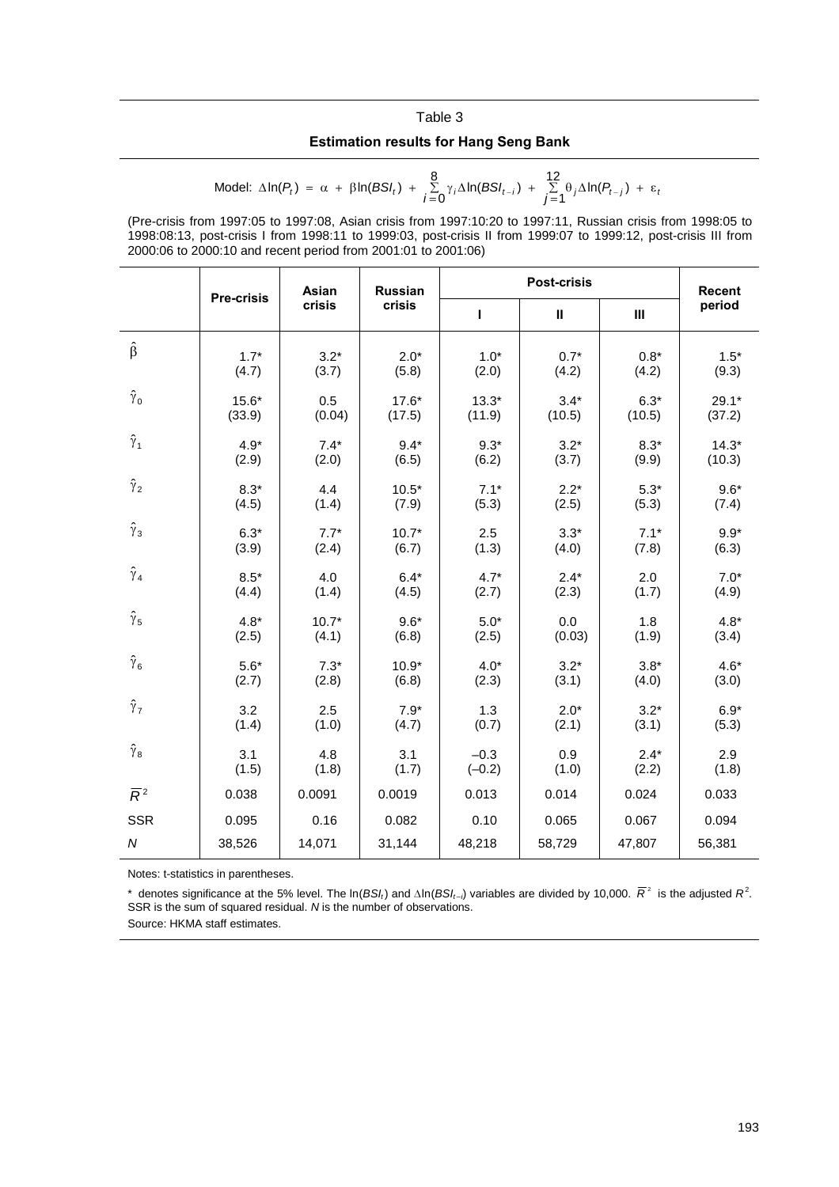Table 3

**Estimation results for Hang Seng Bank**

$$\text{Model: } \Delta\ln(P_t) = \alpha + \beta\ln(BSI_t) + \sum_{i=0}^{8}\gamma_i\Delta\ln(BSI_{t-i}) + \sum_{j=1}^{12}\theta_j\Delta\ln(P_{t-j}) + \varepsilon_t$$

(Pre-crisis from 1997:05 to 1997:08, Asian crisis from 1997:10:20 to 1997:11, Russian crisis from 1998:05 to 1998:08:13, post-crisis I from 1998:11 to 1999:03, post-crisis II from 1999:07 to 1999:12, post-crisis III from 2000:06 to 2000:10 and recent period from 2001:01 to 2001:06)

| | Pre-crisis | Asian crisis | Russian crisis | Post-crisis | | | Recent period |
|---|---|---|---|---|---|---|---|
| | | | | I | II | III | |
| $\hat{\beta}$ | 1.7* (4.7) | 3.2* (3.7) | 2.0* (5.8) | 1.0* (2.0) | 0.7* (4.2) | 0.8* (4.2) | 1.5* (9.3) |
| $\hat{\gamma}_0$ | 15.6* (33.9) | 0.5 (0.04) | 17.6* (17.5) | 13.3* (11.9) | 3.4* (10.5) | 6.3* (10.5) | 29.1* (37.2) |
| $\hat{\gamma}_1$ | 4.9* (2.9) | 7.4* (2.0) | 9.4* (6.5) | 9.3* (6.2) | 3.2* (3.7) | 8.3* (9.9) | 14.3* (10.3) |
| $\hat{\gamma}_2$ | 8.3* (4.5) | 4.4 (1.4) | 10.5* (7.9) | 7.1* (5.3) | 2.2* (2.5) | 5.3* (5.3) | 9.6* (7.4) |
| $\hat{\gamma}_3$ | 6.3* (3.9) | 7.7* (2.4) | 10.7* (6.7) | 2.5 (1.3) | 3.3* (4.0) | 7.1* (7.8) | 9.9* (6.3) |
| $\hat{\gamma}_4$ | 8.5* (4.4) | 4.0 (1.4) | 6.4* (4.5) | 4.7* (2.7) | 2.4* (2.3) | 2.0 (1.7) | 7.0* (4.9) |
| $\hat{\gamma}_5$ | 4.8* (2.5) | 10.7* (4.1) | 9.6* (6.8) | 5.0* (2.5) | 0.0 (0.03) | 1.8 (1.9) | 4.8* (3.4) |
| $\hat{\gamma}_6$ | 5.6* (2.7) | 7.3* (2.8) | 10.9* (6.8) | 4.0* (2.3) | 3.2* (3.1) | 3.8* (4.0) | 4.6* (3.0) |
| $\hat{\gamma}_7$ | 3.2 (1.4) | 2.5 (1.0) | 7.9* (4.7) | 1.3 (0.7) | 2.0* (2.1) | 3.2* (3.1) | 6.9* (5.3) |
| $\hat{\gamma}_8$ | 3.1 (1.5) | 4.8 (1.8) | 3.1 (1.7) | –0.3 (–0.2) | 0.9 (1.0) | 2.4* (2.2) | 2.9 (1.8) |
| $\overline{R}^2$ | 0.038 | 0.0091 | 0.0019 | 0.013 | 0.014 | 0.024 | 0.033 |
| SSR | 0.095 | 0.16 | 0.082 | 0.10 | 0.065 | 0.067 | 0.094 |
| $N$ | 38,526 | 14,071 | 31,144 | 48,218 | 58,729 | 47,807 | 56,381 |

Notes: t-statistics in parentheses.

\* denotes significance at the 5% level. The $\ln(BSI_t)$ and $\Delta\ln(BSI_{t-i})$ variables are divided by 10,000. $\overline{R}^2$ is the adjusted $R^2$. SSR is the sum of squared residual. $N$ is the number of observations.

Source: HKMA staff estimates.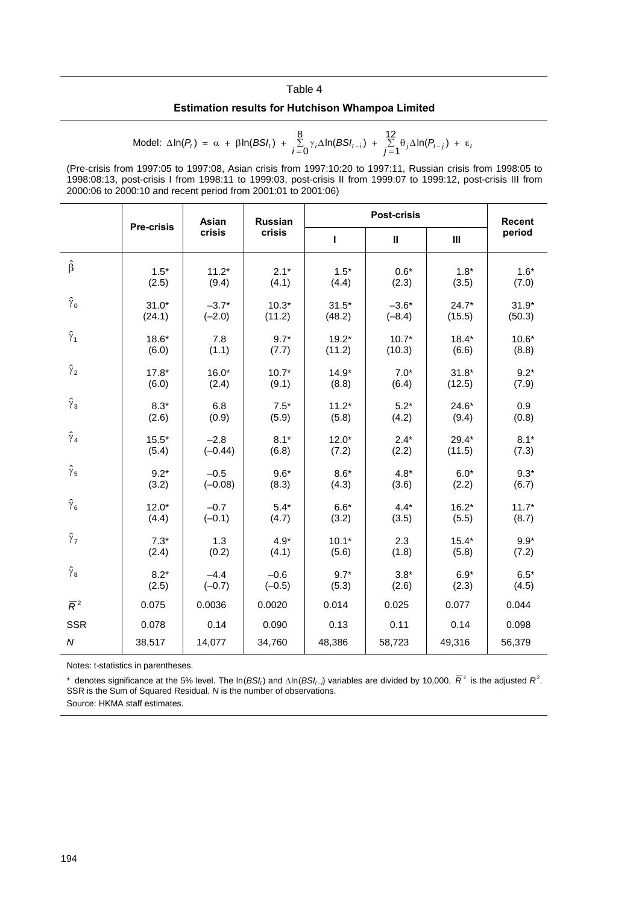Table 4

**Estimation results for Hutchison Whampoa Limited**

$$\text{Model: } \Delta\ln(P_t) = \alpha + \beta\ln(BSI_t) + \sum_{i=0}^{8}\gamma_i\Delta\ln(BSI_{t-i}) + \sum_{j=1}^{12}\theta_j\Delta\ln(P_{t-j}) + \varepsilon_t$$

(Pre-crisis from 1997:05 to 1997:08, Asian crisis from 1997:10:20 to 1997:11, Russian crisis from 1998:05 to 1998:08:13, post-crisis I from 1998:11 to 1999:03, post-crisis II from 1999:07 to 1999:12, post-crisis III from 2000:06 to 2000:10 and recent period from 2001:01 to 2001:06)

| | Pre-crisis | Asian crisis | Russian crisis | Post-crisis | | | Recent period |
|---|---|---|---|---|---|---|---|
| | | | | I | II | III | |
| $\hat{\beta}$ | 1.5* (2.5) | 11.2* (9.4) | 2.1* (4.1) | 1.5* (4.4) | 0.6* (2.3) | 1.8* (3.5) | 1.6* (7.0) |
| $\hat{\gamma}_0$ | 31.0* (24.1) | –3.7* (–2.0) | 10.3* (11.2) | 31.5* (48.2) | –3.6* (–8.4) | 24.7* (15.5) | 31.9* (50.3) |
| $\hat{\gamma}_1$ | 18.6* (6.0) | 7.8 (1.1) | 9.7* (7.7) | 19.2* (11.2) | 10.7* (10.3) | 18.4* (6.6) | 10.6* (8.8) |
| $\hat{\gamma}_2$ | 17.8* (6.0) | 16.0* (2.4) | 10.7* (9.1) | 14.9* (8.8) | 7.0* (6.4) | 31.8* (12.5) | 9.2* (7.9) |
| $\hat{\gamma}_3$ | 8.3* (2.6) | 6.8 (0.9) | 7.5* (5.9) | 11.2* (5.8) | 5.2* (4.2) | 24.6* (9.4) | 0.9 (0.8) |
| $\hat{\gamma}_4$ | 15.5* (5.4) | –2.8 (–0.44) | 8.1* (6.8) | 12.0* (7.2) | 2.4* (2.2) | 29.4* (11.5) | 8.1* (7.3) |
| $\hat{\gamma}_5$ | 9.2* (3.2) | –0.5 (–0.08) | 9.6* (8.3) | 8.6* (4.3) | 4.8* (3.6) | 6.0* (2.2) | 9.3* (6.7) |
| $\hat{\gamma}_6$ | 12.0* (4.4) | –0.7 (–0.1) | 5.4* (4.7) | 6.6* (3.2) | 4.4* (3.5) | 16.2* (5.5) | 11.7* (8.7) |
| $\hat{\gamma}_7$ | 7.3* (2.4) | 1.3 (0.2) | 4.9* (4.1) | 10.1* (5.6) | 2.3 (1.8) | 15.4* (5.8) | 9.9* (7.2) |
| $\hat{\gamma}_8$ | 8.2* (2.5) | –4.4 (–0.7) | –0.6 (–0.5) | 9.7* (5.3) | 3.8* (2.6) | 6.9* (2.3) | 6.5* (4.5) |
| $\bar{R}^2$ | 0.075 | 0.0036 | 0.0020 | 0.014 | 0.025 | 0.077 | 0.044 |
| SSR | 0.078 | 0.14 | 0.090 | 0.13 | 0.11 | 0.14 | 0.098 |
| *N* | 38,517 | 14,077 | 34,760 | 48,386 | 58,723 | 49,316 | 56,379 |

Notes: t-statistics in parentheses.

\* denotes significance at the 5% level. The $\ln(BSI_t)$ and $\Delta\ln(BSI_{t-i})$ variables are divided by 10,000. $\bar{R}^2$ is the adjusted $R^2$. SSR is the Sum of Squared Residual. *N* is the number of observations.

Source: HKMA staff estimates.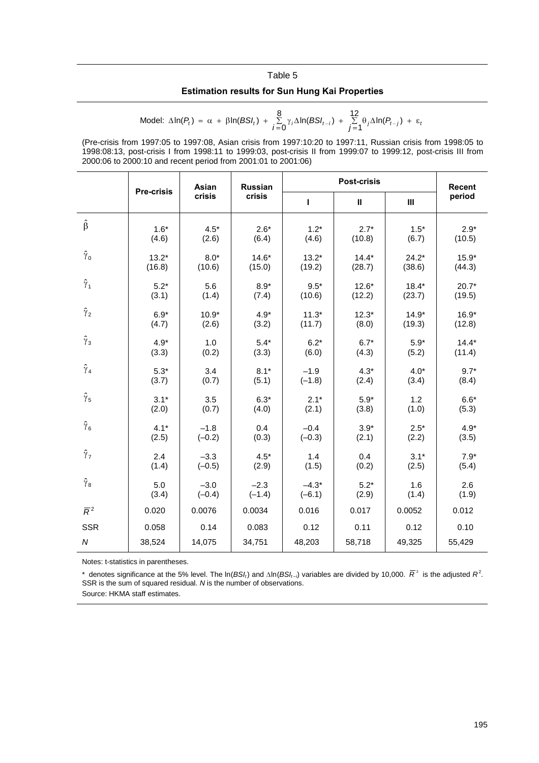Table 5

**Estimation results for Sun Hung Kai Properties**

$$\text{Model: } \Delta\ln(P_t) = \alpha + \beta\ln(BSI_t) + \sum_{i=0}^{8}\gamma_i\Delta\ln(BSI_{t-i}) + \sum_{j=1}^{12}\theta_j\Delta\ln(P_{t-j}) + \varepsilon_t$$

(Pre-crisis from 1997:05 to 1997:08, Asian crisis from 1997:10:20 to 1997:11, Russian crisis from 1998:05 to 1998:08:13, post-crisis I from 1998:11 to 1999:03, post-crisis II from 1999:07 to 1999:12, post-crisis III from 2000:06 to 2000:10 and recent period from 2001:01 to 2001:06)

| | Pre-crisis | Asian crisis | Russian crisis | Post-crisis | | | Recent period |
|---|---|---|---|---|---|---|---|
| | | | | I | II | III | |
| $\hat{\beta}$ | 1.6* (4.6) | 4.5* (2.6) | 2.6* (6.4) | 1.2* (4.6) | 2.7* (10.8) | 1.5* (6.7) | 2.9* (10.5) |
| $\hat{\gamma}_0$ | 13.2* (16.8) | 8.0* (10.6) | 14.6* (15.0) | 13.2* (19.2) | 14.4* (28.7) | 24.2* (38.6) | 15.9* (44.3) |
| $\hat{\gamma}_1$ | 5.2* (3.1) | 5.6 (1.4) | 8.9* (7.4) | 9.5* (10.6) | 12.6* (12.2) | 18.4* (23.7) | 20.7* (19.5) |
| $\hat{\gamma}_2$ | 6.9* (4.7) | 10.9* (2.6) | 4.9* (3.2) | 11.3* (11.7) | 12.3* (8.0) | 14.9* (19.3) | 16.9* (12.8) |
| $\hat{\gamma}_3$ | 4.9* (3.3) | 1.0 (0.2) | 5.4* (3.3) | 6.2* (6.0) | 6.7* (4.3) | 5.9* (5.2) | 14.4* (11.4) |
| $\hat{\gamma}_4$ | 5.3* (3.7) | 3.4 (0.7) | 8.1* (5.1) | –1.9 (–1.8) | 4.3* (2.4) | 4.0* (3.4) | 9.7* (8.4) |
| $\hat{\gamma}_5$ | 3.1* (2.0) | 3.5 (0.7) | 6.3* (4.0) | 2.1* (2.1) | 5.9* (3.8) | 1.2 (1.0) | 6.6* (5.3) |
| $\hat{\gamma}_6$ | 4.1* (2.5) | –1.8 (–0.2) | 0.4 (0.3) | –0.4 (–0.3) | 3.9* (2.1) | 2.5* (2.2) | 4.9* (3.5) |
| $\hat{\gamma}_7$ | 2.4 (1.4) | –3.3 (–0.5) | 4.5* (2.9) | 1.4 (1.5) | 0.4 (0.2) | 3.1* (2.5) | 7.9* (5.4) |
| $\hat{\gamma}_8$ | 5.0 (3.4) | –3.0 (–0.4) | –2.3 (–1.4) | –4.3* (–6.1) | 5.2* (2.9) | 1.6 (1.4) | 2.6 (1.9) |
| $\overline{R}^2$ | 0.020 | 0.0076 | 0.0034 | 0.016 | 0.017 | 0.0052 | 0.012 |
| SSR | 0.058 | 0.14 | 0.083 | 0.12 | 0.11 | 0.12 | 0.10 |
| $N$ | 38,524 | 14,075 | 34,751 | 48,203 | 58,718 | 49,325 | 55,429 |

Notes: t-statistics in parentheses.

* denotes significance at the 5% level. The $\ln(BSI_t)$ and $\Delta\ln(BSI_{t-i})$ variables are divided by 10,000. $\overline{R}^2$ is the adjusted $R^2$. SSR is the sum of squared residual. $N$ is the number of observations.

Source: HKMA staff estimates.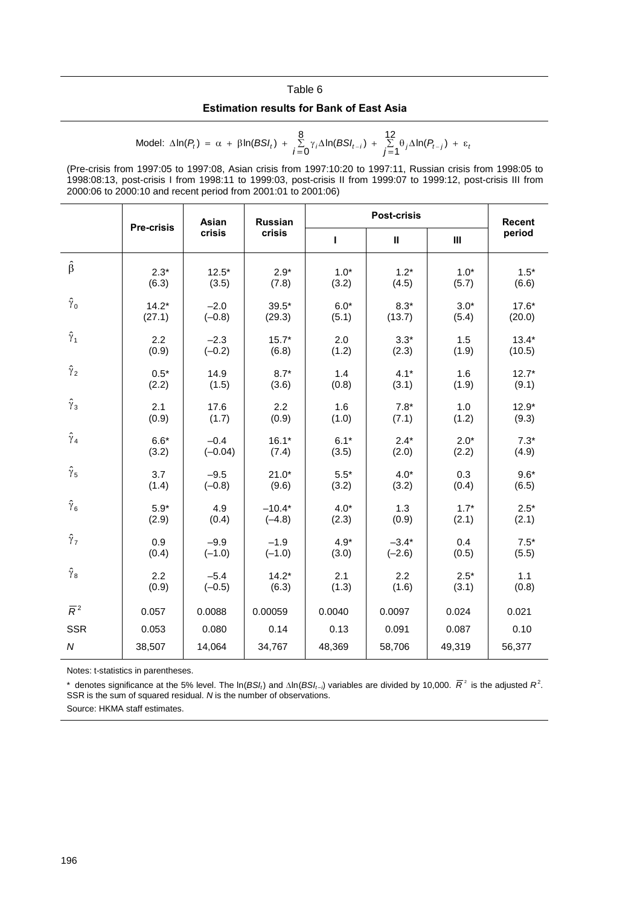Table 6

**Estimation results for Bank of East Asia**

$$\text{Model: } \Delta \ln(P_t) = \alpha + \beta \ln(BSI_t) + \sum_{i=0}^{8} \gamma_i \Delta \ln(BSI_{t-i}) + \sum_{j=1}^{12} \theta_j \Delta \ln(P_{t-j}) + \varepsilon_t$$

(Pre-crisis from 1997:05 to 1997:08, Asian crisis from 1997:10:20 to 1997:11, Russian crisis from 1998:05 to 1998:08:13, post-crisis I from 1998:11 to 1999:03, post-crisis II from 1999:07 to 1999:12, post-crisis III from 2000:06 to 2000:10 and recent period from 2001:01 to 2001:06)

| | Pre-crisis | Asian crisis | Russian crisis | Post-crisis | | | Recent period |
|---|---|---|---|---|---|---|---|
| | | | | I | II | III | |
| $\hat{\beta}$ | 2.3* (6.3) | 12.5* (3.5) | 2.9* (7.8) | 1.0* (3.2) | 1.2* (4.5) | 1.0* (5.7) | 1.5* (6.6) |
| $\hat{\gamma}_0$ | 14.2* (27.1) | –2.0 (–0.8) | 39.5* (29.3) | 6.0* (5.1) | 8.3* (13.7) | 3.0* (5.4) | 17.6* (20.0) |
| $\hat{\gamma}_1$ | 2.2 (0.9) | –2.3 (–0.2) | 15.7* (6.8) | 2.0 (1.2) | 3.3* (2.3) | 1.5 (1.9) | 13.4* (10.5) |
| $\hat{\gamma}_2$ | 0.5* (2.2) | 14.9 (1.5) | 8.7* (3.6) | 1.4 (0.8) | 4.1* (3.1) | 1.6 (1.9) | 12.7* (9.1) |
| $\hat{\gamma}_3$ | 2.1 (0.9) | 17.6 (1.7) | 2.2 (0.9) | 1.6 (1.0) | 7.8* (7.1) | 1.0 (1.2) | 12.9* (9.3) |
| $\hat{\gamma}_4$ | 6.6* (3.2) | –0.4 (–0.04) | 16.1* (7.4) | 6.1* (3.5) | 2.4* (2.0) | 2.0* (2.2) | 7.3* (4.9) |
| $\hat{\gamma}_5$ | 3.7 (1.4) | –9.5 (–0.8) | 21.0* (9.6) | 5.5* (3.2) | 4.0* (3.2) | 0.3 (0.4) | 9.6* (6.5) |
| $\hat{\gamma}_6$ | 5.9* (2.9) | 4.9 (0.4) | –10.4* (–4.8) | 4.0* (2.3) | 1.3 (0.9) | 1.7* (2.1) | 2.5* (2.1) |
| $\hat{\gamma}_7$ | 0.9 (0.4) | –9.9 (–1.0) | –1.9 (–1.0) | 4.9* (3.0) | –3.4* (–2.6) | 0.4 (0.5) | 7.5* (5.5) |
| $\hat{\gamma}_8$ | 2.2 (0.9) | –5.4 (–0.5) | 14.2* (6.3) | 2.1 (1.3) | 2.2 (1.6) | 2.5* (3.1) | 1.1 (0.8) |
| $\overline{R}^2$ | 0.057 | 0.0088 | 0.00059 | 0.0040 | 0.0097 | 0.024 | 0.021 |
| SSR | 0.053 | 0.080 | 0.14 | 0.13 | 0.091 | 0.087 | 0.10 |
| $N$ | 38,507 | 14,064 | 34,767 | 48,369 | 58,706 | 49,319 | 56,377 |

Notes: t-statistics in parentheses.

\* denotes significance at the 5% level. The $\ln(BSI_t)$ and $\Delta\ln(BSI_{t-i})$ variables are divided by 10,000. $\overline{R}^2$ is the adjusted $R^2$. SSR is the sum of squared residual. $N$ is the number of observations.

Source: HKMA staff estimates.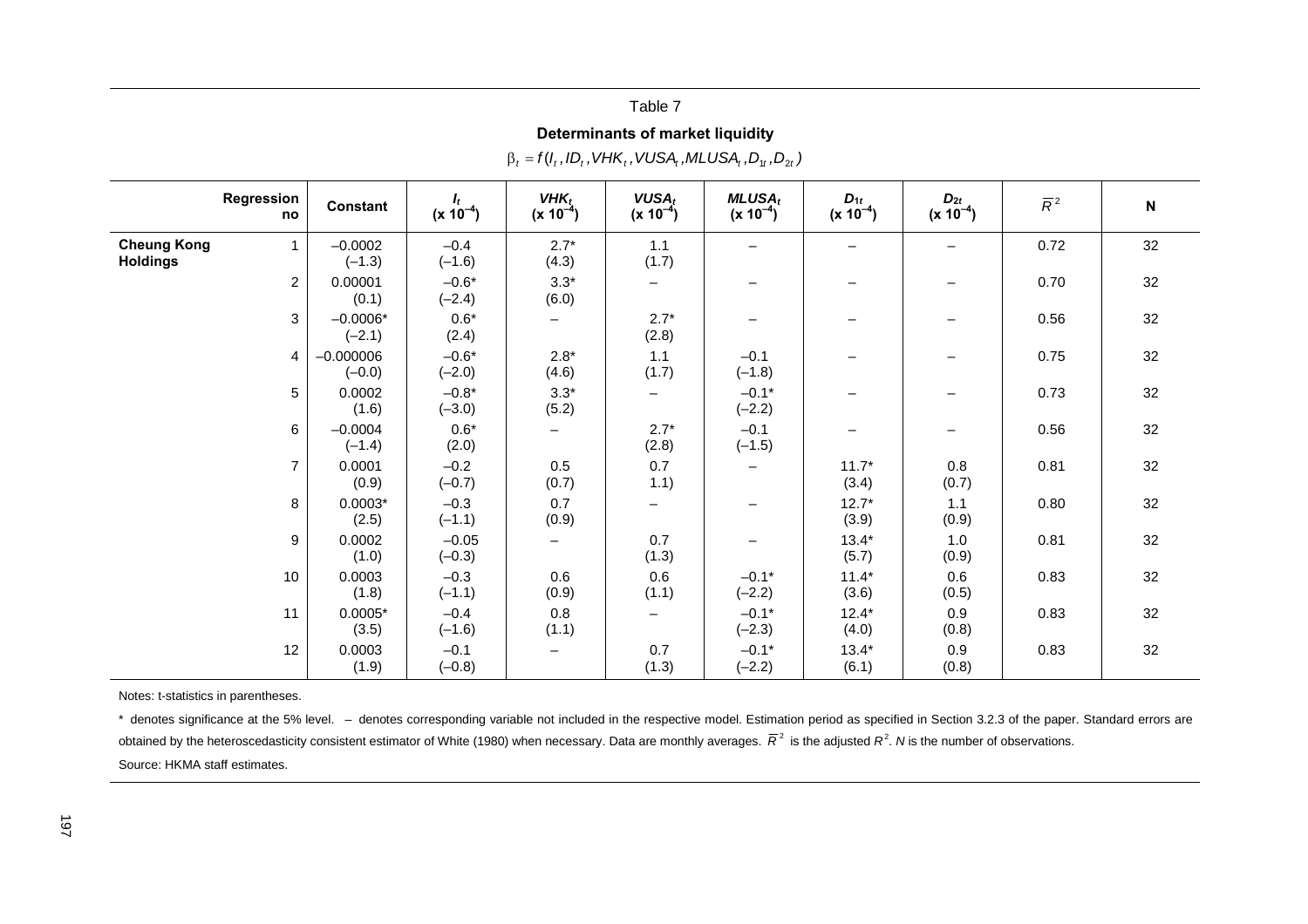Table 7

**Determinants of market liquidity**

$$\beta_t = f(I_t, ID_t, VHK_t, VUSA_t, MLUSA_t, D_{1t}, D_{2t})$$

| | Regression no | Constant | $I_t$ (x $10^{-4}$) | $VHK_t$ (x $10^{-4}$) | $VUSA_t$ (x $10^{-4}$) | $MLUSA_t$ (x $10^{-4}$) | $D_{1t}$ (x $10^{-4}$) | $D_{2t}$ (x $10^{-4}$) | $\overline{R}^2$ | N |
|---|---|---|---|---|---|---|---|---|---|---|
| **Cheung Kong Holdings** | 1 | –0.0002 (–1.3) | –0.4 (–1.6) | 2.7* (4.3) | 1.1 (1.7) | – | – | – | 0.72 | 32 |
| | 2 | 0.00001 (0.1) | –0.6* (–2.4) | 3.3* (6.0) | – | – | – | – | 0.70 | 32 |
| | 3 | –0.0006* (–2.1) | 0.6* (2.4) | – | 2.7* (2.8) | – | – | – | 0.56 | 32 |
| | 4 | –0.000006 (–0.0) | –0.6* (–2.0) | 2.8* (4.6) | 1.1 (1.7) | –0.1 (–1.8) | – | – | 0.75 | 32 |
| | 5 | 0.0002 (1.6) | –0.8* (–3.0) | 3.3* (5.2) | – | –0.1* (–2.2) | – | – | 0.73 | 32 |
| | 6 | –0.0004 (–1.4) | 0.6* (2.0) | – | 2.7* (2.8) | –0.1 (–1.5) | – | – | 0.56 | 32 |
| | 7 | 0.0001 (0.9) | –0.2 (–0.7) | 0.5 (0.7) | 0.7 1.1) | – | 11.7* (3.4) | 0.8 (0.7) | 0.81 | 32 |
| | 8 | 0.0003* (2.5) | –0.3 (–1.1) | 0.7 (0.9) | – | – | 12.7* (3.9) | 1.1 (0.9) | 0.80 | 32 |
| | 9 | 0.0002 (1.0) | –0.05 (–0.3) | – | 0.7 (1.3) | – | 13.4* (5.7) | 1.0 (0.9) | 0.81 | 32 |
| | 10 | 0.0003 (1.8) | –0.3 (–1.1) | 0.6 (0.9) | 0.6 (1.1) | –0.1* (–2.2) | 11.4* (3.6) | 0.6 (0.5) | 0.83 | 32 |
| | 11 | 0.0005* (3.5) | –0.4 (–1.6) | 0.8 (1.1) | – | –0.1* (–2.3) | 12.4* (4.0) | 0.9 (0.8) | 0.83 | 32 |
| | 12 | 0.0003 (1.9) | –0.1 (–0.8) | – | 0.7 (1.3) | –0.1* (–2.2) | 13.4* (6.1) | 0.9 (0.8) | 0.83 | 32 |

Notes: t-statistics in parentheses.

* denotes significance at the 5% level. – denotes corresponding variable not included in the respective model. Estimation period as specified in Section 3.2.3 of the paper. Standard errors are obtained by the heteroscedasticity consistent estimator of White (1980) when necessary. Data are monthly averages. $\overline{R}^2$ is the adjusted $R^2$. $N$ is the number of observations.

Source: HKMA staff estimates.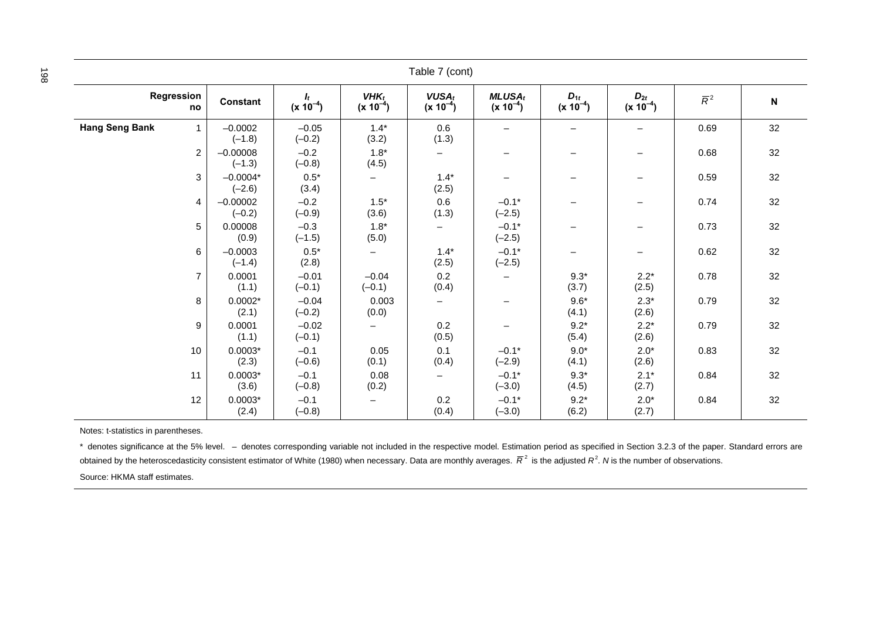Table 7 (cont)

| Regression no | | Constant | $I_t$ (x $10^{-4}$) | $VHK_t$ (x $10^{-4}$) | $VUSA_t$ (x $10^{-4}$) | $MLUSA_t$ (x $10^{-4}$) | $D_{1t}$ (x $10^{-4}$) | $D_{2t}$ (x $10^{-4}$) | $\overline{R}^2$ | N |
|---|---|---|---|---|---|---|---|---|---|---|
| **Hang Seng Bank** | 1 | –0.0002 (–1.8) | –0.05 (–0.2) | 1.4* (3.2) | 0.6 (1.3) | – | – | – | 0.69 | 32 |
| | 2 | –0.00008 (–1.3) | –0.2 (–0.8) | 1.8* (4.5) | – | – | – | – | 0.68 | 32 |
| | 3 | –0.0004* (–2.6) | 0.5* (3.4) | – | 1.4* (2.5) | – | – | – | 0.59 | 32 |
| | 4 | –0.00002 (–0.2) | –0.2 (–0.9) | 1.5* (3.6) | 0.6 (1.3) | –0.1* (–2.5) | – | – | 0.74 | 32 |
| | 5 | 0.00008 (0.9) | –0.3 (–1.5) | 1.8* (5.0) | – | –0.1* (–2.5) | – | – | 0.73 | 32 |
| | 6 | –0.0003 (–1.4) | 0.5* (2.8) | – | 1.4* (2.5) | –0.1* (–2.5) | – | – | 0.62 | 32 |
| | 7 | 0.0001 (1.1) | –0.01 (–0.1) | –0.04 (–0.1) | 0.2 (0.4) | – | 9.3* (3.7) | 2.2* (2.5) | 0.78 | 32 |
| | 8 | 0.0002* (2.1) | –0.04 (–0.2) | 0.003 (0.0) | – | – | 9.6* (4.1) | 2.3* (2.6) | 0.79 | 32 |
| | 9 | 0.0001 (1.1) | –0.02 (–0.1) | – | 0.2 (0.5) | – | 9.2* (5.4) | 2.2* (2.6) | 0.79 | 32 |
| | 10 | 0.0003* (2.3) | –0.1 (–0.6) | 0.05 (0.1) | 0.1 (0.4) | –0.1* (–2.9) | 9.0* (4.1) | 2.0* (2.6) | 0.83 | 32 |
| | 11 | 0.0003* (3.6) | –0.1 (–0.8) | 0.08 (0.2) | – | –0.1* (–3.0) | 9.3* (4.5) | 2.1* (2.7) | 0.84 | 32 |
| | 12 | 0.0003* (2.4) | –0.1 (–0.8) | – | 0.2 (0.4) | –0.1* (–3.0) | 9.2* (6.2) | 2.0* (2.7) | 0.84 | 32 |

Notes: t-statistics in parentheses.

* denotes significance at the 5% level. – denotes corresponding variable not included in the respective model. Estimation period as specified in Section 3.2.3 of the paper. Standard errors are obtained by the heteroscedasticity consistent estimator of White (1980) when necessary. Data are monthly averages. $\overline{R}^2$ is the adjusted $R^2$. $N$ is the number of observations.

Source: HKMA staff estimates.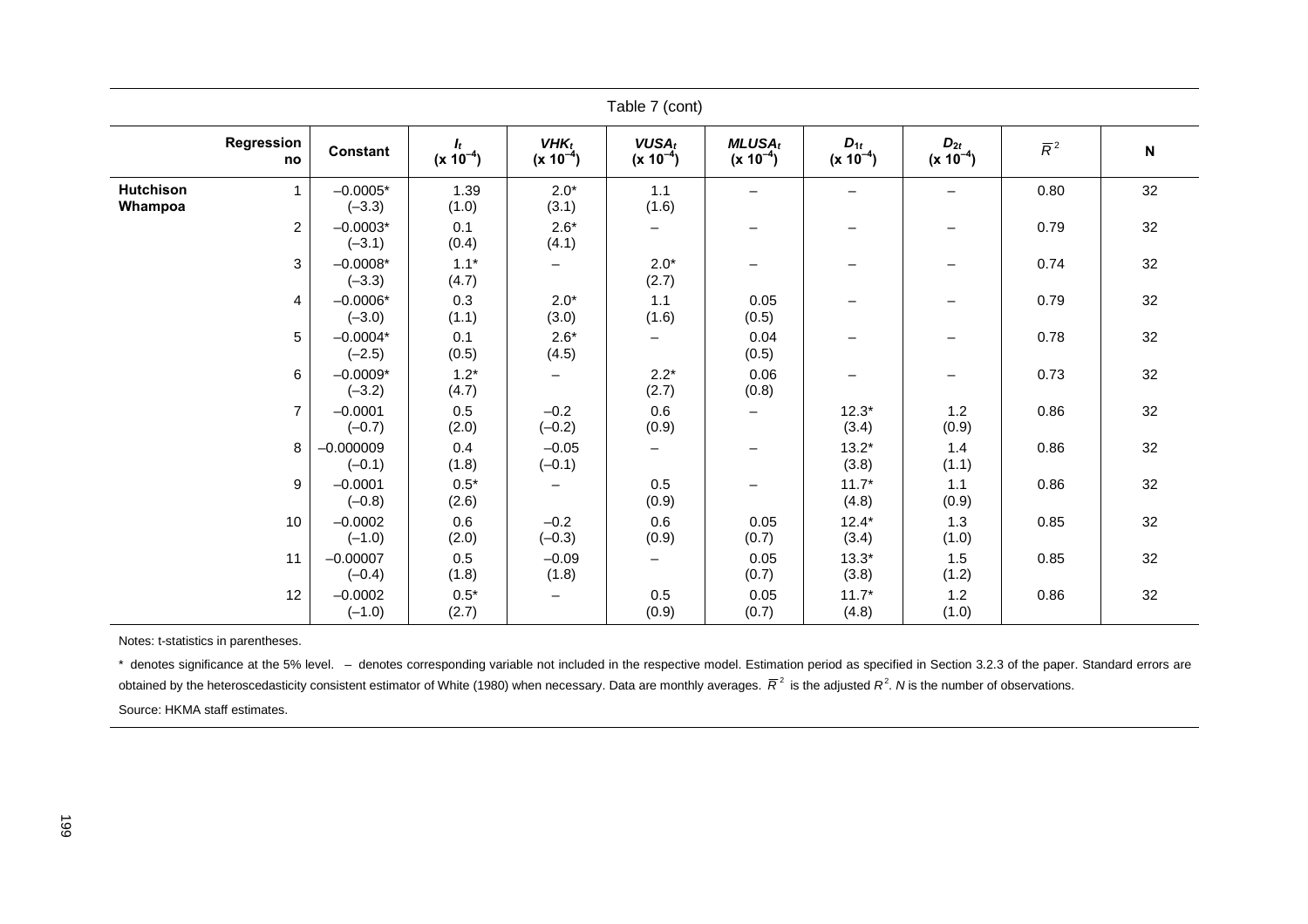Table 7 (cont)

| | Regression no | Constant | $I_t$ (x $10^{-4}$) | $VHK_t$ (x $10^{-4}$) | $VUSA_t$ (x $10^{-4}$) | $MLUSA_t$ (x $10^{-4}$) | $D_{1t}$ (x $10^{-4}$) | $D_{2t}$ (x $10^{-4}$) | $\overline{R}^2$ | N |
|---|---|---|---|---|---|---|---|---|---|---|
| **Hutchison Whampoa** | 1 | –0.0005* (–3.3) | 1.39 (1.0) | 2.0* (3.1) | 1.1 (1.6) | – | – | – | 0.80 | 32 |
| | 2 | –0.0003* (–3.1) | 0.1 (0.4) | 2.6* (4.1) | – | – | – | – | 0.79 | 32 |
| | 3 | –0.0008* (–3.3) | 1.1* (4.7) | – | 2.0* (2.7) | – | – | – | 0.74 | 32 |
| | 4 | –0.0006* (–3.0) | 0.3 (1.1) | 2.0* (3.0) | 1.1 (1.6) | 0.05 (0.5) | – | – | 0.79 | 32 |
| | 5 | –0.0004* (–2.5) | 0.1 (0.5) | 2.6* (4.5) | – | 0.04 (0.5) | – | – | 0.78 | 32 |
| | 6 | –0.0009* (–3.2) | 1.2* (4.7) | – | 2.2* (2.7) | 0.06 (0.8) | – | – | 0.73 | 32 |
| | 7 | –0.0001 (–0.7) | 0.5 (2.0) | –0.2 (–0.2) | 0.6 (0.9) | – | 12.3* (3.4) | 1.2 (0.9) | 0.86 | 32 |
| | 8 | –0.000009 (–0.1) | 0.4 (1.8) | –0.05 (–0.1) | – | – | 13.2* (3.8) | 1.4 (1.1) | 0.86 | 32 |
| | 9 | –0.0001 (–0.8) | 0.5* (2.6) | – | 0.5 (0.9) | – | 11.7* (4.8) | 1.1 (0.9) | 0.86 | 32 |
| | 10 | –0.0002 (–1.0) | 0.6 (2.0) | –0.2 (–0.3) | 0.6 (0.9) | 0.05 (0.7) | 12.4* (3.4) | 1.3 (1.0) | 0.85 | 32 |
| | 11 | –0.00007 (–0.4) | 0.5 (1.8) | –0.09 (1.8) | – | 0.05 (0.7) | 13.3* (3.8) | 1.5 (1.2) | 0.85 | 32 |
| | 12 | –0.0002 (–1.0) | 0.5* (2.7) | – | 0.5 (0.9) | 0.05 (0.7) | 11.7* (4.8) | 1.2 (1.0) | 0.86 | 32 |

Notes: t-statistics in parentheses.

\* denotes significance at the 5% level. – denotes corresponding variable not included in the respective model. Estimation period as specified in Section 3.2.3 of the paper. Standard errors are obtained by the heteroscedasticity consistent estimator of White (1980) when necessary. Data are monthly averages. $\overline{R}^2$ is the adjusted $R^2$. $N$ is the number of observations.

Source: HKMA staff estimates.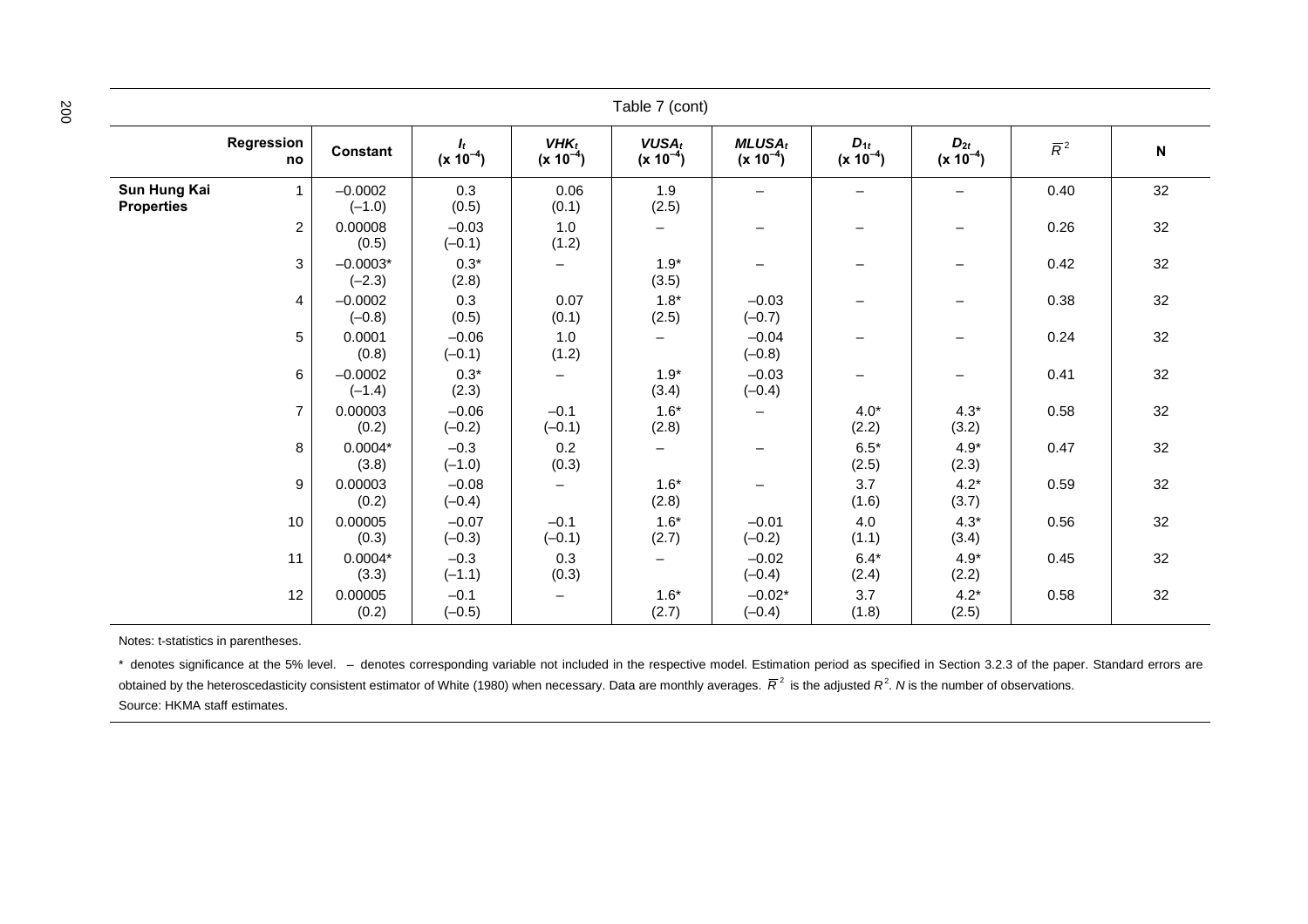Table 7 (cont)

| | Regression no | Constant | $I_t$ (x $10^{-4}$) | $VHK_t$ (x $10^{-4}$) | $VUSA_t$ (x $10^{-4}$) | $MLUSA_t$ (x $10^{-4}$) | $D_{1t}$ (x $10^{-4}$) | $D_{2t}$ (x $10^{-4}$) | $\overline{R}^2$ | N |
|---|---|---|---|---|---|---|---|---|---|---|
| **Sun Hung Kai Properties** | 1 | –0.0002 (–1.0) | 0.3 (0.5) | 0.06 (0.1) | 1.9 (2.5) | – | – | – | 0.40 | 32 |
| | 2 | 0.00008 (0.5) | –0.03 (–0.1) | 1.0 (1.2) | – | – | – | – | 0.26 | 32 |
| | 3 | –0.0003* (–2.3) | 0.3* (2.8) | – | 1.9* (3.5) | – | – | – | 0.42 | 32 |
| | 4 | –0.0002 (–0.8) | 0.3 (0.5) | 0.07 (0.1) | 1.8* (2.5) | –0.03 (–0.7) | – | – | 0.38 | 32 |
| | 5 | 0.0001 (0.8) | –0.06 (–0.1) | 1.0 (1.2) | – | –0.04 (–0.8) | – | – | 0.24 | 32 |
| | 6 | –0.0002 (–1.4) | 0.3* (2.3) | – | 1.9* (3.4) | –0.03 (–0.4) | – | – | 0.41 | 32 |
| | 7 | 0.00003 (0.2) | –0.06 (–0.2) | –0.1 (–0.1) | 1.6* (2.8) | – | 4.0* (2.2) | 4.3* (3.2) | 0.58 | 32 |
| | 8 | 0.0004* (3.8) | –0.3 (–1.0) | 0.2 (0.3) | – | – | 6.5* (2.5) | 4.9* (2.3) | 0.47 | 32 |
| | 9 | 0.00003 (0.2) | –0.08 (–0.4) | – | 1.6* (2.8) | – | 3.7 (1.6) | 4.2* (3.7) | 0.59 | 32 |
| | 10 | 0.00005 (0.3) | –0.07 (–0.3) | –0.1 (–0.1) | 1.6* (2.7) | –0.01 (–0.2) | 4.0 (1.1) | 4.3* (3.4) | 0.56 | 32 |
| | 11 | 0.0004* (3.3) | –0.3 (–1.1) | 0.3 (0.3) | – | –0.02 (–0.4) | 6.4* (2.4) | 4.9* (2.2) | 0.45 | 32 |
| | 12 | 0.00005 (0.2) | –0.1 (–0.5) | – | 1.6* (2.7) | –0.02* (–0.4) | 3.7 (1.8) | 4.2* (2.5) | 0.58 | 32 |

Notes: t-statistics in parentheses.

\* denotes significance at the 5% level. – denotes corresponding variable not included in the respective model. Estimation period as specified in Section 3.2.3 of the paper. Standard errors are obtained by the heteroscedasticity consistent estimator of White (1980) when necessary. Data are monthly averages. $\overline{R}^2$ is the adjusted $R^2$. $N$ is the number of observations.

Source: HKMA staff estimates.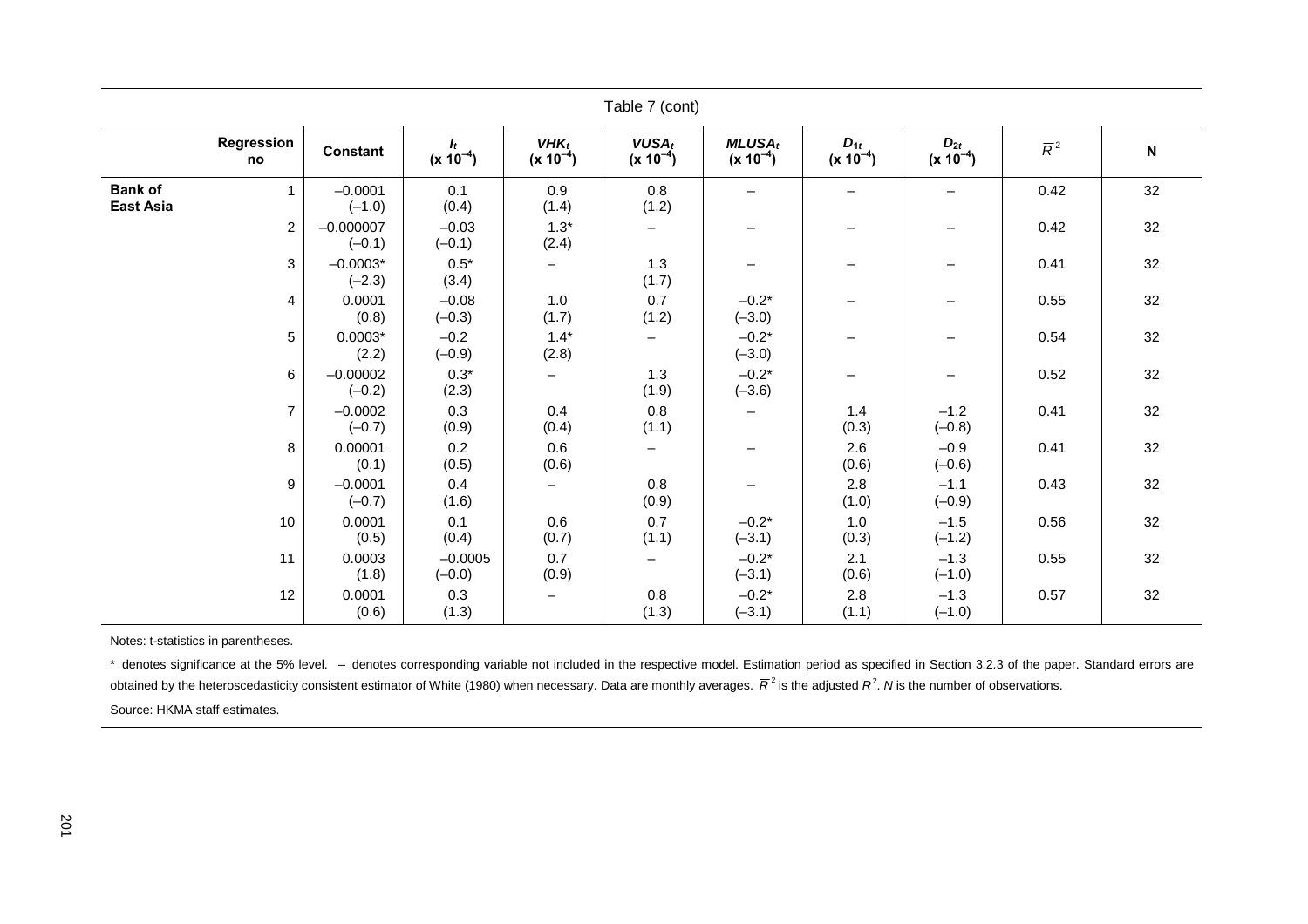Table 7 (cont)

| | Regression no | Constant | $I_t$ (x $10^{-4}$) | $VHK_t$ (x $10^{-4}$) | $VUSA_t$ (x $10^{-4}$) | $MLUSA_t$ (x $10^{-4}$) | $D_{1t}$ (x $10^{-4}$) | $D_{2t}$ (x $10^{-4}$) | $\overline{R}^2$ | N |
|---|---|---|---|---|---|---|---|---|---|---|
| **Bank of East Asia** | 1 | –0.0001 (–1.0) | 0.1 (0.4) | 0.9 (1.4) | 0.8 (1.2) | – | – | – | 0.42 | 32 |
| | 2 | –0.000007 (–0.1) | –0.03 (–0.1) | 1.3* (2.4) | – | – | – | – | 0.42 | 32 |
| | 3 | –0.0003* (–2.3) | 0.5* (3.4) | – | 1.3 (1.7) | – | – | – | 0.41 | 32 |
| | 4 | 0.0001 (0.8) | –0.08 (–0.3) | 1.0 (1.7) | 0.7 (1.2) | –0.2* (–3.0) | – | – | 0.55 | 32 |
| | 5 | 0.0003* (2.2) | –0.2 (–0.9) | 1.4* (2.8) | – | –0.2* (–3.0) | – | – | 0.54 | 32 |
| | 6 | –0.00002 (–0.2) | 0.3* (2.3) | – | 1.3 (1.9) | –0.2* (–3.6) | – | – | 0.52 | 32 |
| | 7 | –0.0002 (–0.7) | 0.3 (0.9) | 0.4 (0.4) | 0.8 (1.1) | – | 1.4 (0.3) | –1.2 (–0.8) | 0.41 | 32 |
| | 8 | 0.00001 (0.1) | 0.2 (0.5) | 0.6 (0.6) | – | – | 2.6 (0.6) | –0.9 (–0.6) | 0.41 | 32 |
| | 9 | –0.0001 (–0.7) | 0.4 (1.6) | – | 0.8 (0.9) | – | 2.8 (1.0) | –1.1 (–0.9) | 0.43 | 32 |
| | 10 | 0.0001 (0.5) | 0.1 (0.4) | 0.6 (0.7) | 0.7 (1.1) | –0.2* (–3.1) | 1.0 (0.3) | –1.5 (–1.2) | 0.56 | 32 |
| | 11 | 0.0003 (1.8) | –0.0005 (–0.0) | 0.7 (0.9) | – | –0.2* (–3.1) | 2.1 (0.6) | –1.3 (–1.0) | 0.55 | 32 |
| | 12 | 0.0001 (0.6) | 0.3 (1.3) | – | 0.8 (1.3) | –0.2* (–3.1) | 2.8 (1.1) | –1.3 (–1.0) | 0.57 | 32 |

Notes: t-statistics in parentheses.

* denotes significance at the 5% level. – denotes corresponding variable not included in the respective model. Estimation period as specified in Section 3.2.3 of the paper. Standard errors are obtained by the heteroscedasticity consistent estimator of White (1980) when necessary. Data are monthly averages. $\overline{R}^2$ is the adjusted $R^2$. $N$ is the number of observations.

Source: HKMA staff estimates.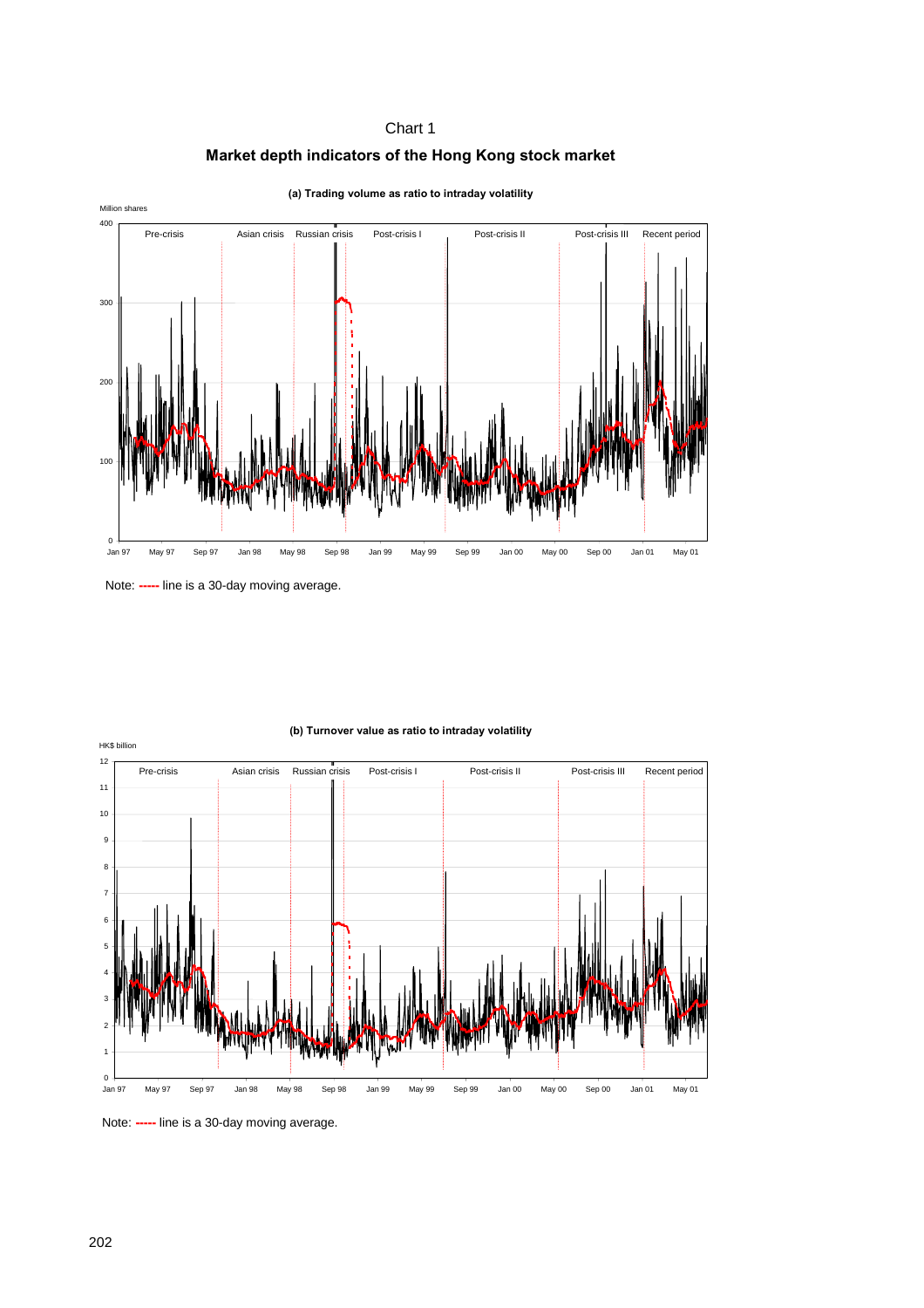Chart 1

**Market depth indicators of the Hong Kong stock market**

**(a) Trading volume as ratio to intraday volatility**

Million shares

Pre-crisis | Asian crisis | Russian crisis | Post-crisis I | Post-crisis II | Post-crisis III | Recent period

Note: ----- line is a 30-day moving average.

**(b) Turnover value as ratio to intraday volatility**

HK$ billion

Pre-crisis | Asian crisis | Russian crisis | Post-crisis I | Post-crisis II | Post-crisis III | Recent period

Note: ----- line is a 30-day moving average.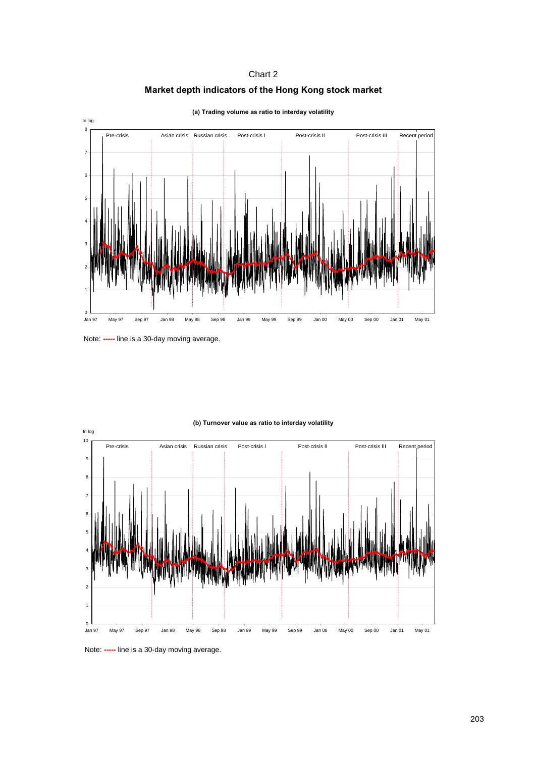Chart 2

**Market depth indicators of the Hong Kong stock market**

**(a) Trading volume as ratio to interday volatility**

Note: ----- line is a 30-day moving average.

**(b) Turnover value as ratio to interday volatility**

Note: ----- line is a 30-day moving average.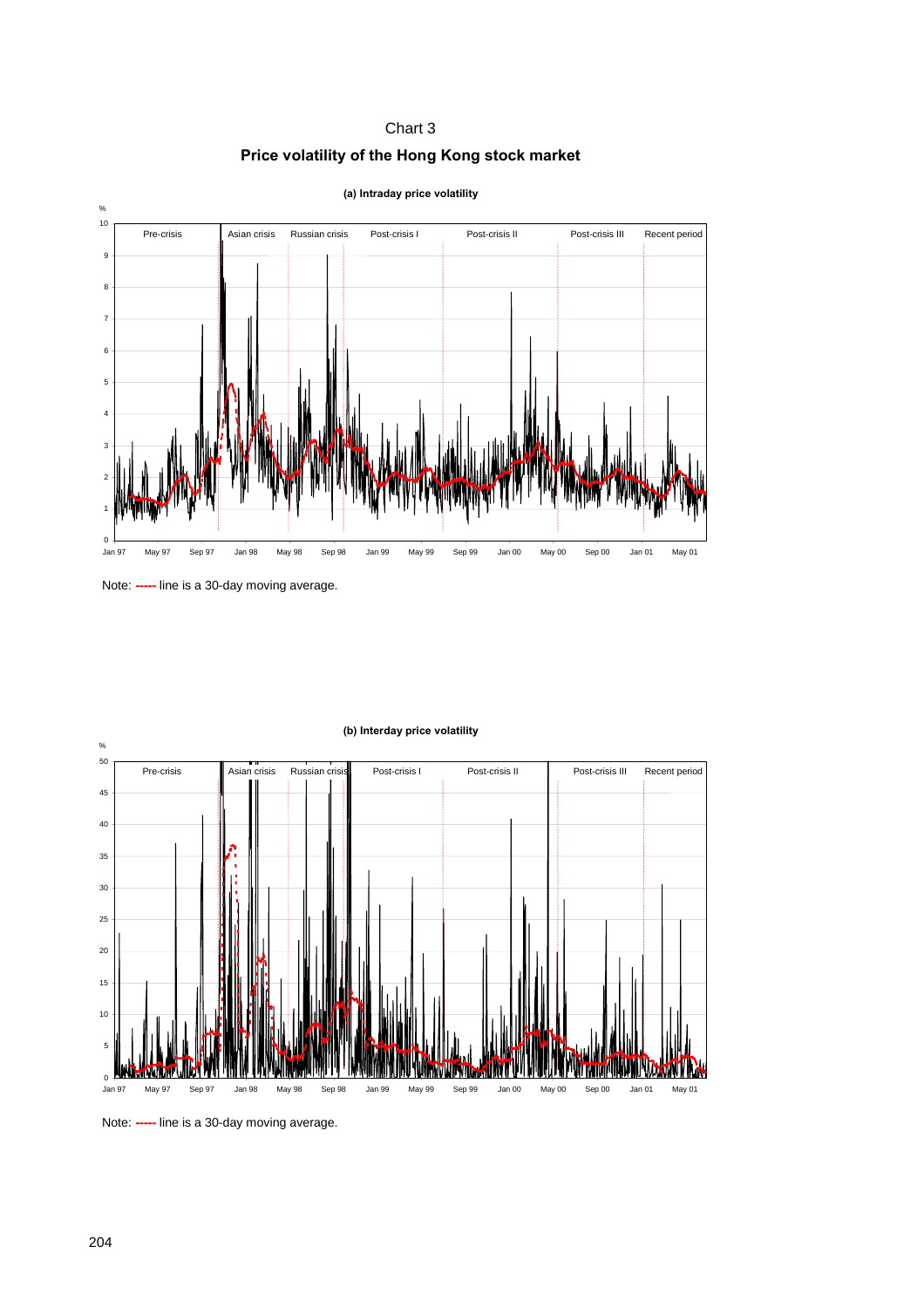Chart 3

**Price volatility of the Hong Kong stock market**

**(a) Intraday price volatility**

Note: ----- line is a 30-day moving average.

**(b) Interday price volatility**

Note: ----- line is a 30-day moving average.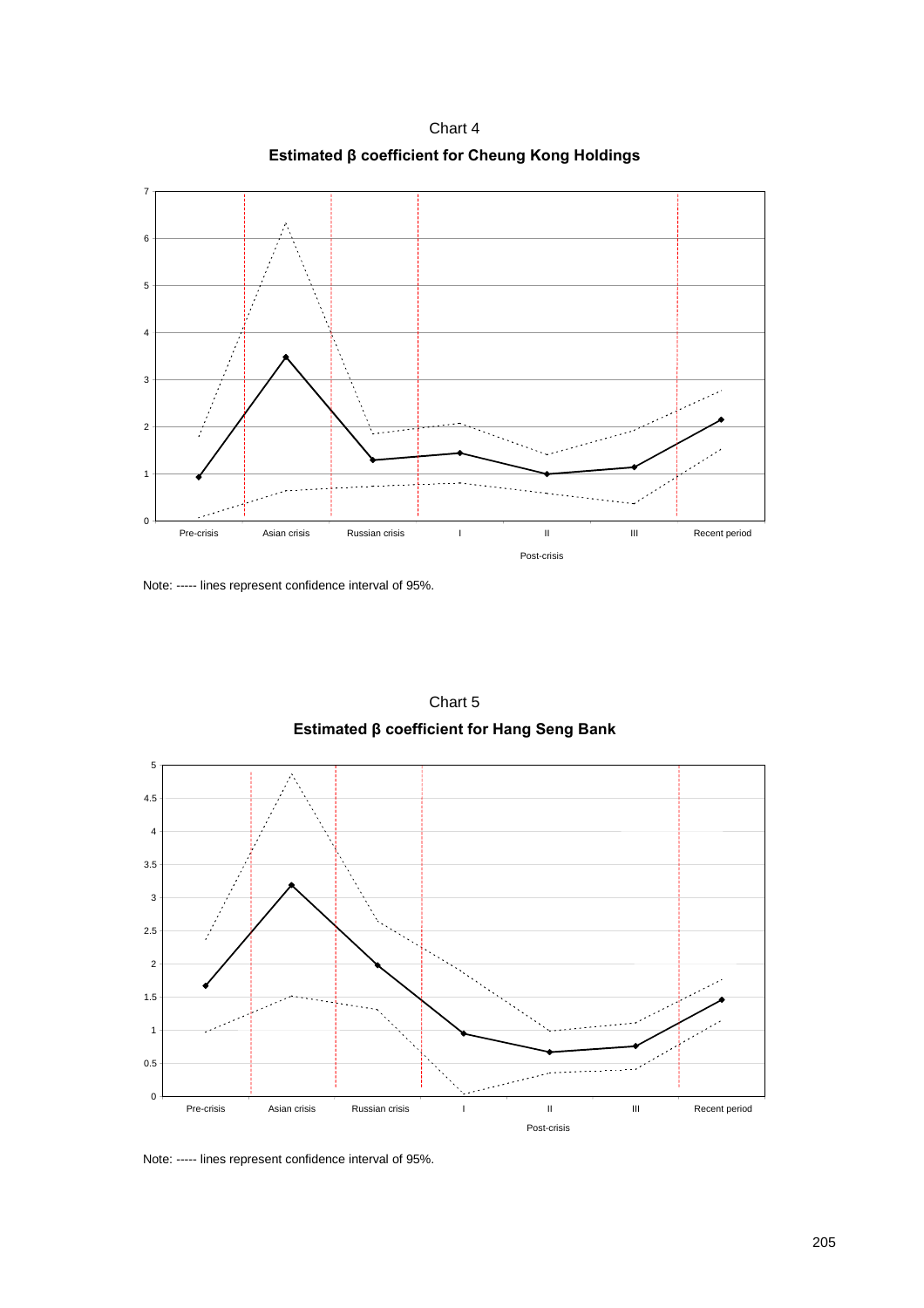Chart 4

**Estimated β coefficient for Cheung Kong Holdings**

Note: ----- lines represent confidence interval of 95%.

Chart 5

**Estimated β coefficient for Hang Seng Bank**

Note: ----- lines represent confidence interval of 95%.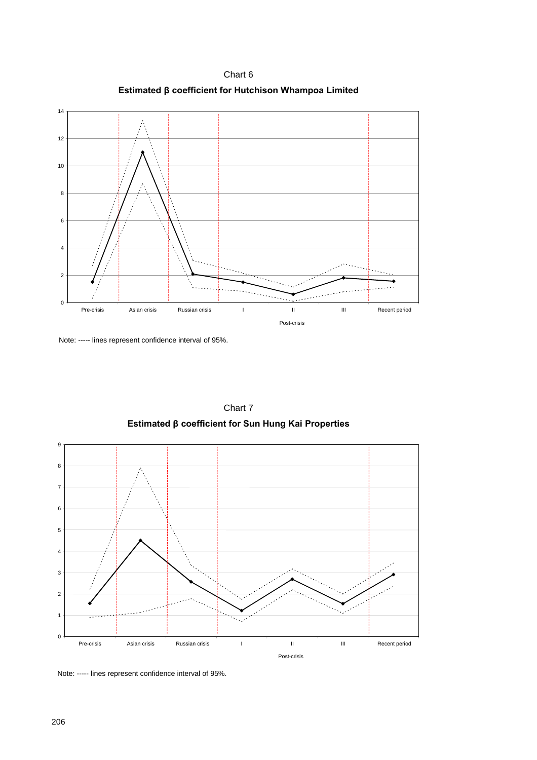Chart 6

**Estimated β coefficient for Hutchison Whampoa Limited**

Note: ----- lines represent confidence interval of 95%.

Chart 7

**Estimated β coefficient for Sun Hung Kai Properties**

Note: ----- lines represent confidence interval of 95%.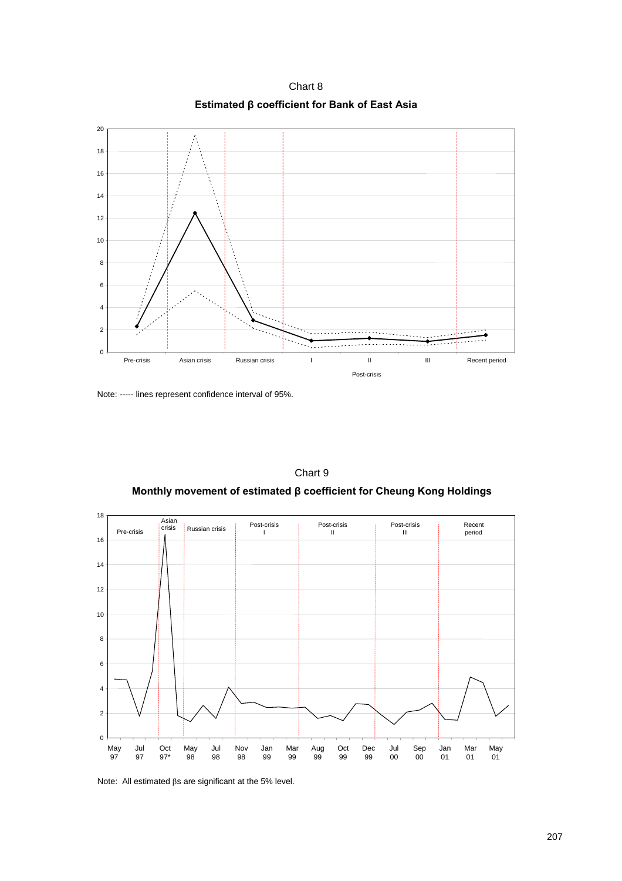Chart 8

**Estimated β coefficient for Bank of East Asia**

Note: ----- lines represent confidence interval of 95%.

Chart 9

**Monthly movement of estimated β coefficient for Cheung Kong Holdings**

Note: All estimated βs are significant at the 5% level.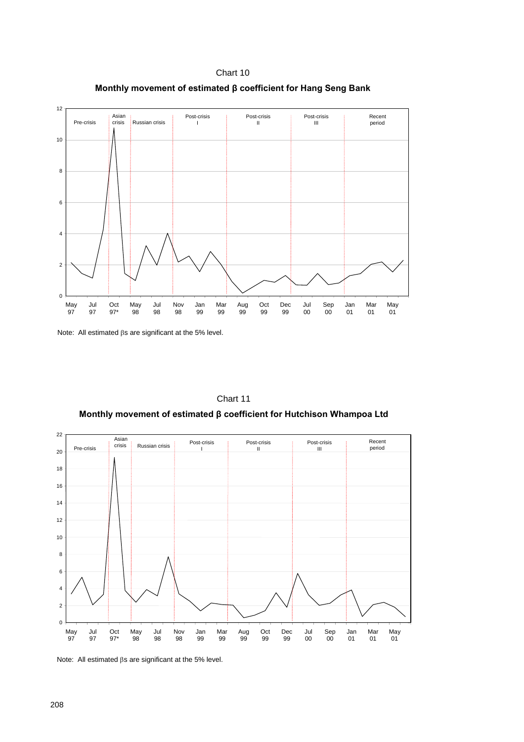Chart 10

**Monthly movement of estimated β coefficient for Hang Seng Bank**

Note: All estimated βs are significant at the 5% level.

Chart 11

**Monthly movement of estimated β coefficient for Hutchison Whampoa Ltd**

Note: All estimated βs are significant at the 5% level.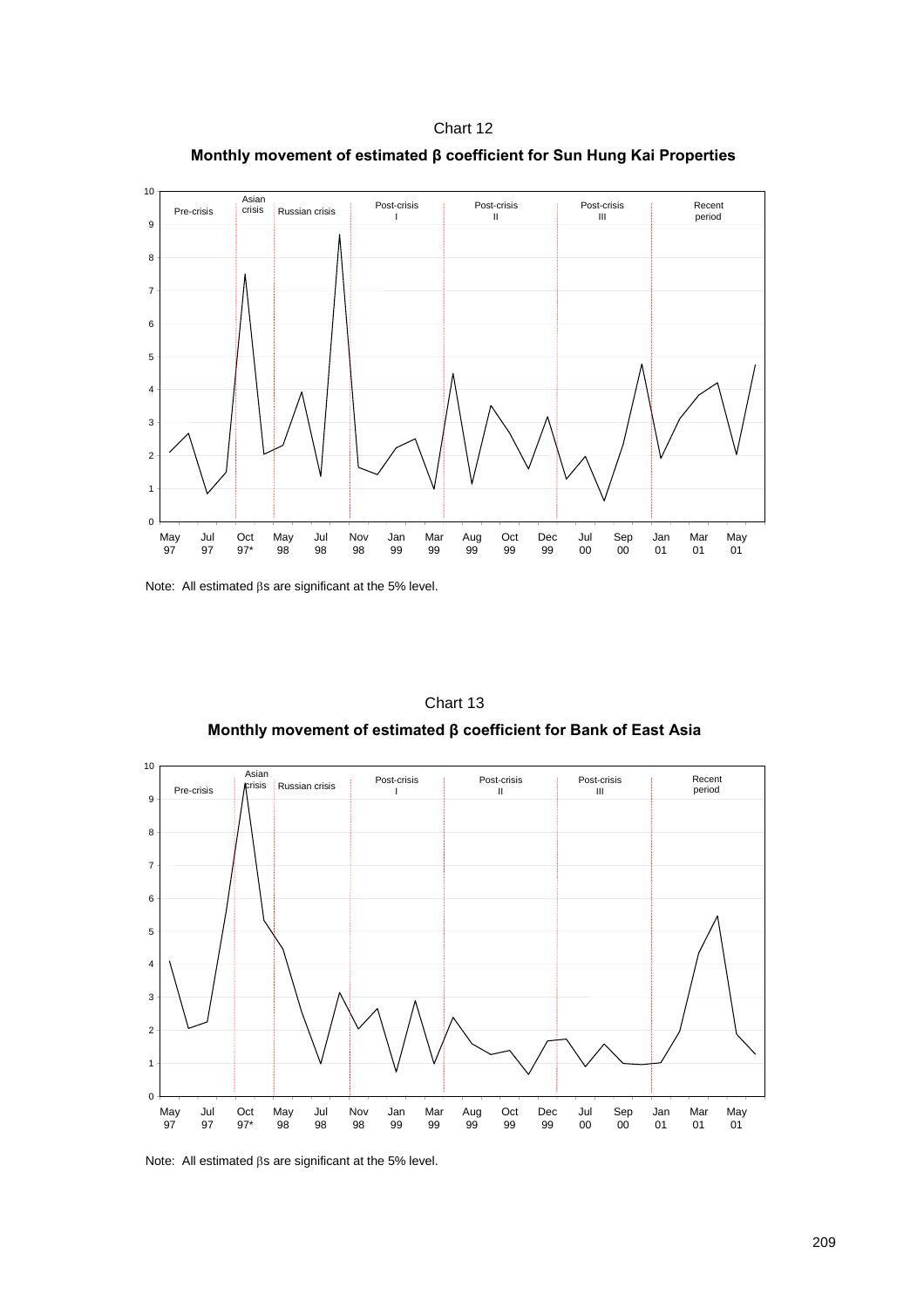Chart 12

**Monthly movement of estimated β coefficient for Sun Hung Kai Properties**

Note: All estimated βs are significant at the 5% level.

Chart 13

**Monthly movement of estimated β coefficient for Bank of East Asia**

Note: All estimated βs are significant at the 5% level.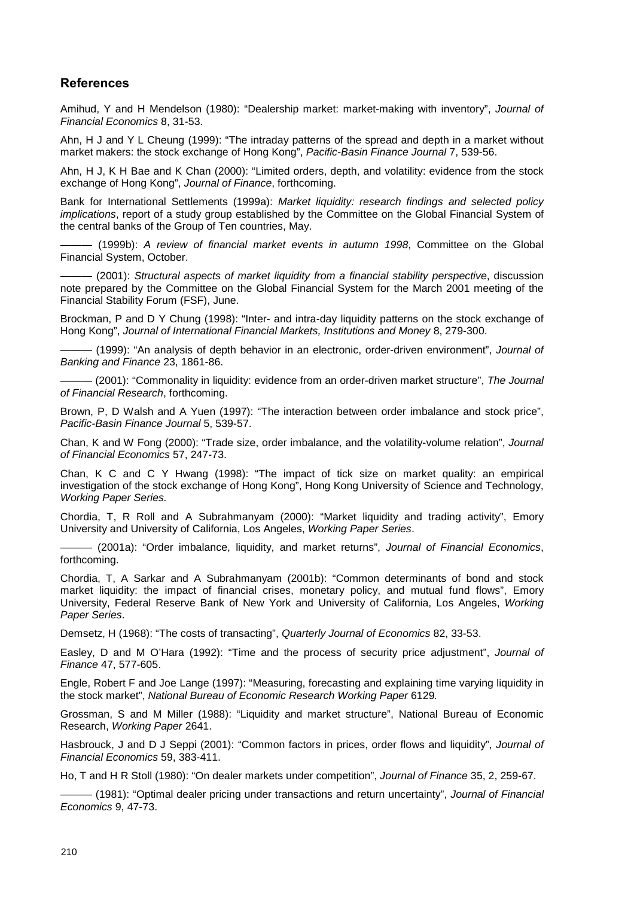## References

Amihud, Y and H Mendelson (1980): "Dealership market: market-making with inventory", *Journal of Financial Economics* 8, 31-53.

Ahn, H J and Y L Cheung (1999): "The intraday patterns of the spread and depth in a market without market makers: the stock exchange of Hong Kong", *Pacific-Basin Finance Journal* 7, 539-56.

Ahn, H J, K H Bae and K Chan (2000): "Limited orders, depth, and volatility: evidence from the stock exchange of Hong Kong", *Journal of Finance*, forthcoming.

Bank for International Settlements (1999a): *Market liquidity: research findings and selected policy implications*, report of a study group established by the Committee on the Global Financial System of the central banks of the Group of Ten countries, May.

——— (1999b): *A review of financial market events in autumn 1998*, Committee on the Global Financial System, October.

——— (2001): *Structural aspects of market liquidity from a financial stability perspective*, discussion note prepared by the Committee on the Global Financial System for the March 2001 meeting of the Financial Stability Forum (FSF), June.

Brockman, P and D Y Chung (1998): "Inter- and intra-day liquidity patterns on the stock exchange of Hong Kong", *Journal of International Financial Markets, Institutions and Money* 8, 279-300.

——— (1999): "An analysis of depth behavior in an electronic, order-driven environment", *Journal of Banking and Finance* 23, 1861-86.

——— (2001): "Commonality in liquidity: evidence from an order-driven market structure", *The Journal of Financial Research*, forthcoming.

Brown, P, D Walsh and A Yuen (1997): "The interaction between order imbalance and stock price", *Pacific-Basin Finance Journal* 5, 539-57.

Chan, K and W Fong (2000): "Trade size, order imbalance, and the volatility-volume relation", *Journal of Financial Economics* 57, 247-73.

Chan, K C and C Y Hwang (1998): "The impact of tick size on market quality: an empirical investigation of the stock exchange of Hong Kong", Hong Kong University of Science and Technology, *Working Paper Series.*

Chordia, T, R Roll and A Subrahmanyam (2000): "Market liquidity and trading activity", Emory University and University of California, Los Angeles, *Working Paper Series*.

——— (2001a): "Order imbalance, liquidity, and market returns", *Journal of Financial Economics*, forthcoming.

Chordia, T, A Sarkar and A Subrahmanyam (2001b): "Common determinants of bond and stock market liquidity: the impact of financial crises, monetary policy, and mutual fund flows", Emory University, Federal Reserve Bank of New York and University of California, Los Angeles, *Working Paper Series*.

Demsetz, H (1968): "The costs of transacting", *Quarterly Journal of Economics* 82, 33-53.

Easley, D and M O'Hara (1992): "Time and the process of security price adjustment", *Journal of Finance* 47, 577-605.

Engle, Robert F and Joe Lange (1997): "Measuring, forecasting and explaining time varying liquidity in the stock market", *National Bureau of Economic Research Working Paper* 6129*.*

Grossman, S and M Miller (1988): "Liquidity and market structure", National Bureau of Economic Research, *Working Paper* 2641.

Hasbrouck, J and D J Seppi (2001): "Common factors in prices, order flows and liquidity", *Journal of Financial Economics* 59, 383-411.

Ho, T and H R Stoll (1980): "On dealer markets under competition", *Journal of Finance* 35, 2, 259-67.

——— (1981): "Optimal dealer pricing under transactions and return uncertainty", *Journal of Financial Economics* 9, 47-73.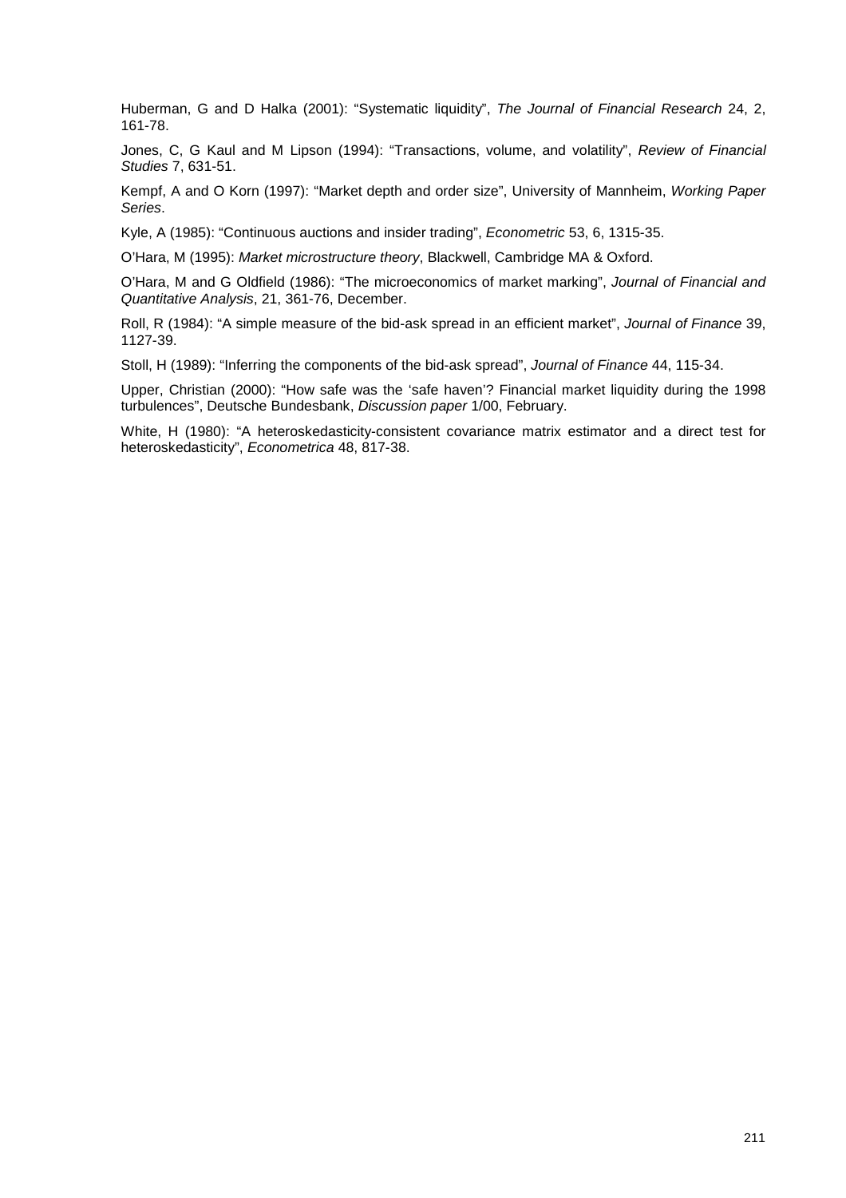Huberman, G and D Halka (2001): “Systematic liquidity”, *The Journal of Financial Research* 24, 2, 161-78.

Jones, C, G Kaul and M Lipson (1994): “Transactions, volume, and volatility”, *Review of Financial Studies* 7, 631-51.

Kempf, A and O Korn (1997): “Market depth and order size”, University of Mannheim, *Working Paper Series*.

Kyle, A (1985): “Continuous auctions and insider trading”, *Econometric* 53, 6, 1315-35.

O’Hara, M (1995): *Market microstructure theory*, Blackwell, Cambridge MA & Oxford.

O’Hara, M and G Oldfield (1986): “The microeconomics of market marking”, *Journal of Financial and Quantitative Analysis*, 21, 361-76, December.

Roll, R (1984): “A simple measure of the bid-ask spread in an efficient market”, *Journal of Finance* 39, 1127-39.

Stoll, H (1989): “Inferring the components of the bid-ask spread”, *Journal of Finance* 44, 115-34.

Upper, Christian (2000): “How safe was the ‘safe haven’? Financial market liquidity during the 1998 turbulences”, Deutsche Bundesbank, *Discussion paper* 1/00, February.

White, H (1980): “A heteroskedasticity-consistent covariance matrix estimator and a direct test for heteroskedasticity”, *Econometrica* 48, 817-38.